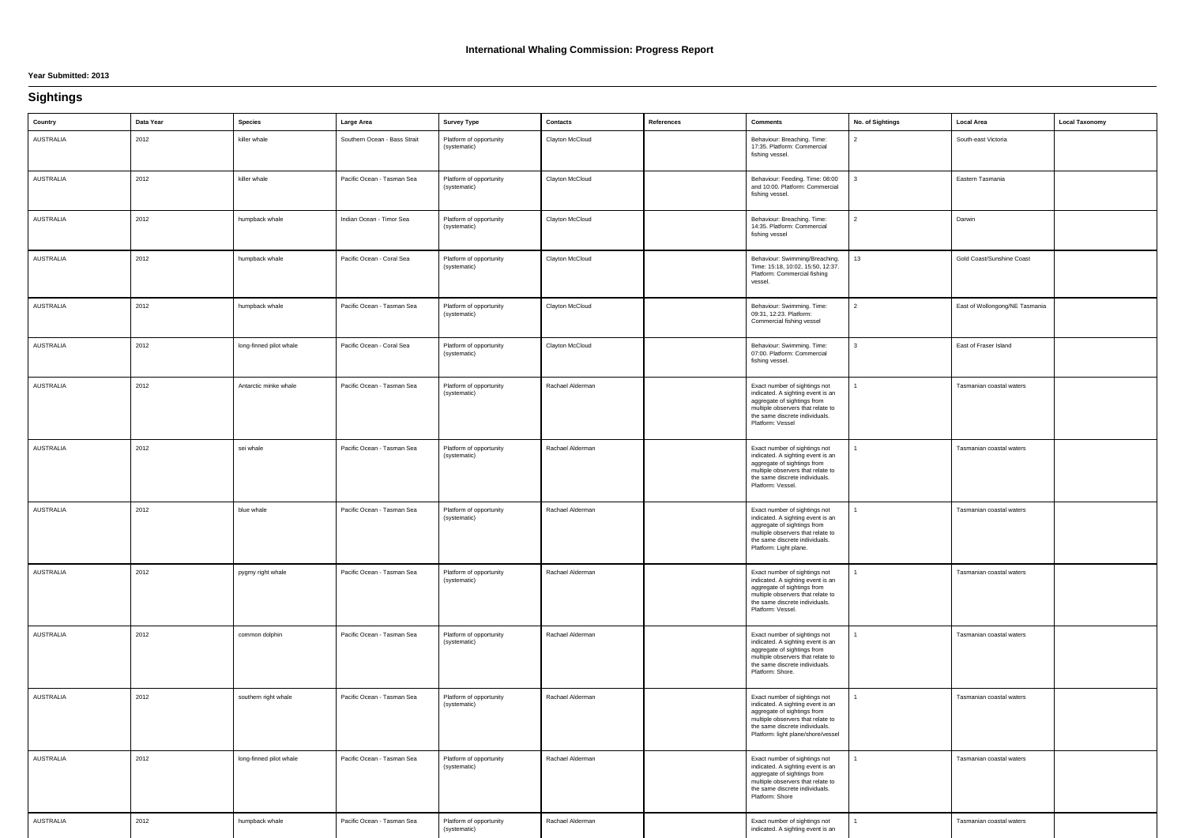# International Whaling Commission: Progress Report

**Year Submitted: 2013**

## Sightings

| Country | Data Year | Species | Large Area | Survey Type | Contacts | References | Comments | No. of Sightings | Local Area | Local Taxonomy |
|---|---|---|---|---|---|---|---|---|---|---|
| AUSTRALIA | 2012 | killer whale | Southern Ocean - Bass Strait | Platform of opportunity (systematic) | Clayton McCloud | | Behaviour: Breaching. Time: 17:35. Platform: Commercial fishing vessel. | 2 | South-east Victoria | |
| AUSTRALIA | 2012 | killer whale | Pacific Ocean - Tasman Sea | Platform of opportunity (systematic) | Clayton McCloud | | Behaviour: Feeding. Time: 08:00 and 10:00. Platform: Commercial fishing vessel. | 3 | Eastern Tasmania | |
| AUSTRALIA | 2012 | humpback whale | Indian Ocean - Timor Sea | Platform of opportunity (systematic) | Clayton McCloud | | Behaviour: Breaching. Time: 14:35. Platform: Commercial fishing vessel | 2 | Darwin | |
| AUSTRALIA | 2012 | humpback whale | Pacific Ocean - Coral Sea | Platform of opportunity (systematic) | Clayton McCloud | | Behaviour: Swimming/Breaching. Time: 15:18, 10:02, 15:50, 12:37. Platform: Commercial fishing vessel. | 13 | Gold Coast/Sunshine Coast | |
| AUSTRALIA | 2012 | humpback whale | Pacific Ocean - Tasman Sea | Platform of opportunity (systematic) | Clayton McCloud | | Behaviour: Swimming. Time: 09:31, 12:23. Platform: Commercial fishing vessel | 2 | East of Wollongong/NE Tasmania | |
| AUSTRALIA | 2012 | long-finned pilot whale | Pacific Ocean - Coral Sea | Platform of opportunity (systematic) | Clayton McCloud | | Behaviour: Swimming. Time: 07:00. Platform: Commercial fishing vessel. | 3 | East of Fraser Island | |
| AUSTRALIA | 2012 | Antarctic minke whale | Pacific Ocean - Tasman Sea | Platform of opportunity (systematic) | Rachael Alderman | | Exact number of sightings not indicated. A sighting event is an aggregate of sightings from multiple observers that relate to the same discrete individuals. Platform: Vessel | 1 | Tasmanian coastal waters | |
| AUSTRALIA | 2012 | sei whale | Pacific Ocean - Tasman Sea | Platform of opportunity (systematic) | Rachael Alderman | | Exact number of sightings not indicated. A sighting event is an aggregate of sightings from multiple observers that relate to the same discrete individuals. Platform: Vessel. | 1 | Tasmanian coastal waters | |
| AUSTRALIA | 2012 | blue whale | Pacific Ocean - Tasman Sea | Platform of opportunity (systematic) | Rachael Alderman | | Exact number of sightings not indicated. A sighting event is an aggregate of sightings from multiple observers that relate to the same discrete individuals. Platform: Light plane. | 1 | Tasmanian coastal waters | |
| AUSTRALIA | 2012 | pygmy right whale | Pacific Ocean - Tasman Sea | Platform of opportunity (systematic) | Rachael Alderman | | Exact number of sightings not indicated. A sighting event is an aggregate of sightings from multiple observers that relate to the same discrete individuals. Platform: Vessel. | 1 | Tasmanian coastal waters | |
| AUSTRALIA | 2012 | common dolphin | Pacific Ocean - Tasman Sea | Platform of opportunity (systematic) | Rachael Alderman | | Exact number of sightings not indicated. A sighting event is an aggregate of sightings from multiple observers that relate to the same discrete individuals. Platform: Shore. | 1 | Tasmanian coastal waters | |
| AUSTRALIA | 2012 | southern right whale | Pacific Ocean - Tasman Sea | Platform of opportunity (systematic) | Rachael Alderman | | Exact number of sightings not indicated. A sighting event is an aggregate of sightings from multiple observers that relate to the same discrete individuals. Platform: light plane/shore/vessel | 1 | Tasmanian coastal waters | |
| AUSTRALIA | 2012 | long-finned pilot whale | Pacific Ocean - Tasman Sea | Platform of opportunity (systematic) | Rachael Alderman | | Exact number of sightings not indicated. A sighting event is an aggregate of sightings from multiple observers that relate to the same discrete individuals. Platform: Shore | 1 | Tasmanian coastal waters | |
| AUSTRALIA | 2012 | humpback whale | Pacific Ocean - Tasman Sea | Platform of opportunity (systematic) | Rachael Alderman | | Exact number of sightings not indicated. A sighting event is an | 1 | Tasmanian coastal waters | |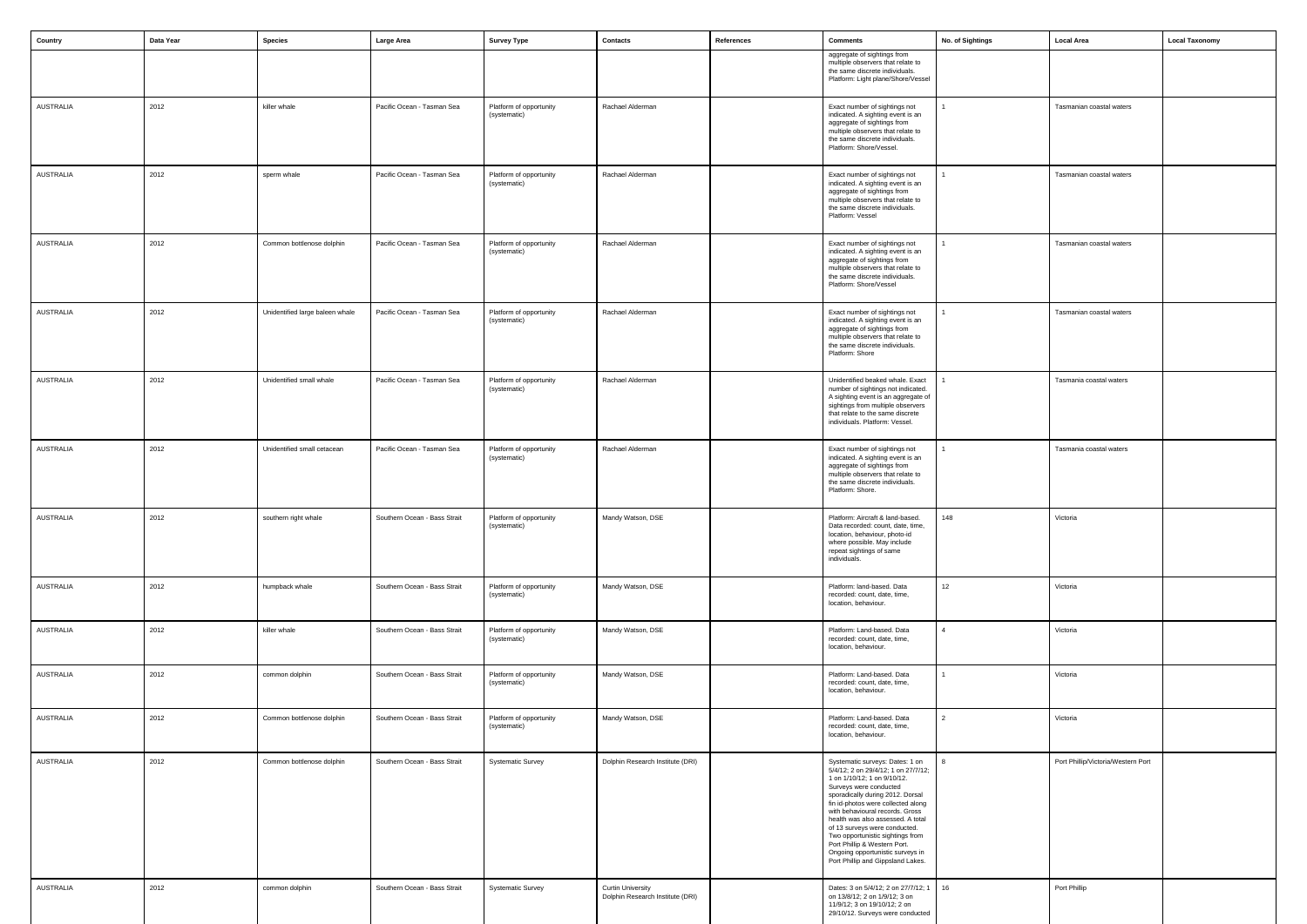| Country | Data Year | Species | Large Area | Survey Type | Contacts | References | Comments | No. of Sightings | Local Area | Local Taxonomy |
|---|---|---|---|---|---|---|---|---|---|---|
| | | | | | | | aggregate of sightings from multiple observers that relate to the same discrete individuals. Platform: Light plane/Shore/Vessel | | | |
| AUSTRALIA | 2012 | killer whale | Pacific Ocean - Tasman Sea | Platform of opportunity (systematic) | Rachael Alderman | | Exact number of sightings not indicated. A sighting event is an aggregate of sightings from multiple observers that relate to the same discrete individuals. Platform: Shore/Vessel. | 1 | Tasmanian coastal waters | |
| AUSTRALIA | 2012 | sperm whale | Pacific Ocean - Tasman Sea | Platform of opportunity (systematic) | Rachael Alderman | | Exact number of sightings not indicated. A sighting event is an aggregate of sightings from multiple observers that relate to the same discrete individuals. Platform: Vessel | 1 | Tasmanian coastal waters | |
| AUSTRALIA | 2012 | Common bottlenose dolphin | Pacific Ocean - Tasman Sea | Platform of opportunity (systematic) | Rachael Alderman | | Exact number of sightings not indicated. A sighting event is an aggregate of sightings from multiple observers that relate to the same discrete individuals. Platform: Shore/Vessel | 1 | Tasmanian coastal waters | |
| AUSTRALIA | 2012 | Unidentified large baleen whale | Pacific Ocean - Tasman Sea | Platform of opportunity (systematic) | Rachael Alderman | | Exact number of sightings not indicated. A sighting event is an aggregate of sightings from multiple observers that relate to the same discrete individuals. Platform: Shore | 1 | Tasmanian coastal waters | |
| AUSTRALIA | 2012 | Unidentified small whale | Pacific Ocean - Tasman Sea | Platform of opportunity (systematic) | Rachael Alderman | | Unidentified beaked whale. Exact number of sightings not indicated. A sighting event is an aggregate of sightings from multiple observers that relate to the same discrete individuals. Platform: Vessel. | 1 | Tasmania coastal waters | |
| AUSTRALIA | 2012 | Unidentified small cetacean | Pacific Ocean - Tasman Sea | Platform of opportunity (systematic) | Rachael Alderman | | Exact number of sightings not indicated. A sighting event is an aggregate of sightings from multiple observers that relate to the same discrete individuals. Platform: Shore. | 1 | Tasmania coastal waters | |
| AUSTRALIA | 2012 | southern right whale | Southern Ocean - Bass Strait | Platform of opportunity (systematic) | Mandy Watson, DSE | | Platform: Aircraft & land-based. Data recorded: count, date, time, location, behaviour, photo-id where possible. May include repeat sightings of same individuals. | 148 | Victoria | |
| AUSTRALIA | 2012 | humpback whale | Southern Ocean - Bass Strait | Platform of opportunity (systematic) | Mandy Watson, DSE | | Platform: land-based. Data recorded: count, date, time, location, behaviour. | 12 | Victoria | |
| AUSTRALIA | 2012 | killer whale | Southern Ocean - Bass Strait | Platform of opportunity (systematic) | Mandy Watson, DSE | | Platform: Land-based. Data recorded: count, date, time, location, behaviour. | 4 | Victoria | |
| AUSTRALIA | 2012 | common dolphin | Southern Ocean - Bass Strait | Platform of opportunity (systematic) | Mandy Watson, DSE | | Platform: Land-based. Data recorded: count, date, time, location, behaviour. | 1 | Victoria | |
| AUSTRALIA | 2012 | Common bottlenose dolphin | Southern Ocean - Bass Strait | Platform of opportunity (systematic) | Mandy Watson, DSE | | Platform: Land-based. Data recorded: count, date, time, location, behaviour. | 2 | Victoria | |
| AUSTRALIA | 2012 | Common bottlenose dolphin | Southern Ocean - Bass Strait | Systematic Survey | Dolphin Research Institute (DRI) | | Systematic surveys: Dates: 1 on 5/4/12; 2 on 29/4/12; 1 on 27/7/12; 1 on 1/10/12; 1 on 9/10/12. Surveys were conducted sporadically during 2012. Dorsal fin id-photos were collected along with behavioural records. Gross health was also assessed. A total of 13 surveys were conducted. Two opportunistic sightings from Port Phillip & Western Port. Ongoing opportunistic surveys in Port Phillip and Gippsland Lakes. | 8 | Port Phillip/Victoria/Western Port | |
| AUSTRALIA | 2012 | common dolphin | Southern Ocean - Bass Strait | Systematic Survey | Curtin University Dolphin Research Institute (DRI) | | Dates: 3 on 5/4/12; 2 on 27/7/12; 1 on 13/8/12; 2 on 1/9/12; 3 on 11/9/12; 3 on 19/10/12; 2 on 29/10/12. Surveys were conducted | 16 | Port Phillip | |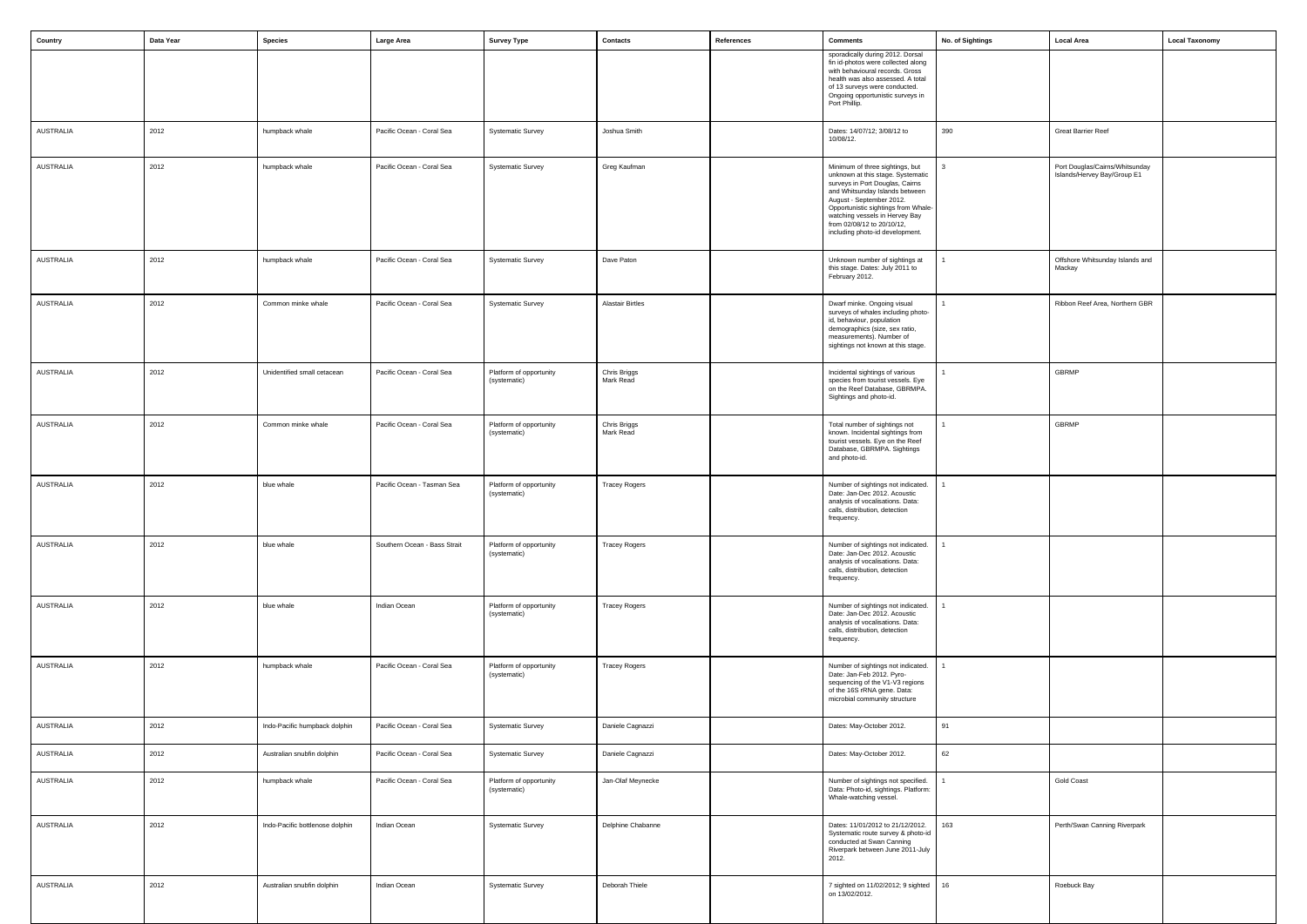| Country | Data Year | Species | Large Area | Survey Type | Contacts | References | Comments | No. of Sightings | Local Area | Local Taxonomy |
|---|---|---|---|---|---|---|---|---|---|---|
| | | | | | | | sporadically during 2012. Dorsal fin id-photos were collected along with behavioural records. Gross health was also assessed. A total of 13 surveys were conducted. Ongoing opportunistic surveys in Port Phillip. | | | |
| AUSTRALIA | 2012 | humpback whale | Pacific Ocean - Coral Sea | Systematic Survey | Joshua Smith | | Dates: 14/07/12; 3/08/12 to 10/08/12. | 390 | Great Barrier Reef | |
| AUSTRALIA | 2012 | humpback whale | Pacific Ocean - Coral Sea | Systematic Survey | Greg Kaufman | | Minimum of three sightings, but unknown at this stage. Systematic surveys in Port Douglas, Cairns and Whitsunday Islands between August - September 2012. Opportunistic sightings from Whale-watching vessels in Hervey Bay from 02/08/12 to 20/10/12, including photo-id development. | 3 | Port Douglas/Cairns/Whitsunday Islands/Hervey Bay/Group E1 | |
| AUSTRALIA | 2012 | humpback whale | Pacific Ocean - Coral Sea | Systematic Survey | Dave Paton | | Unknown number of sightings at this stage. Dates: July 2011 to February 2012. | 1 | Offshore Whitsunday Islands and Mackay | |
| AUSTRALIA | 2012 | Common minke whale | Pacific Ocean - Coral Sea | Systematic Survey | Alastair Birtles | | Dwarf minke. Ongoing visual surveys of whales including photo-id, behaviour, population demographics (size, sex ratio, measurements). Number of sightings not known at this stage. | 1 | Ribbon Reef Area, Northern GBR | |
| AUSTRALIA | 2012 | Unidentified small cetacean | Pacific Ocean - Coral Sea | Platform of opportunity (systematic) | Chris Briggs<br>Mark Read | | Incidental sightings of various species from tourist vessels. Eye on the Reef Database, GBRMPA. Sightings and photo-id. | 1 | GBRMP | |
| AUSTRALIA | 2012 | Common minke whale | Pacific Ocean - Coral Sea | Platform of opportunity (systematic) | Chris Briggs<br>Mark Read | | Total number of sightings not known. Incidental sightings from tourist vessels. Eye on the Reef Database, GBRMPA. Sightings and photo-id. | 1 | GBRMP | |
| AUSTRALIA | 2012 | blue whale | Pacific Ocean - Tasman Sea | Platform of opportunity (systematic) | Tracey Rogers | | Number of sightings not indicated. Date: Jan-Dec 2012. Acoustic analysis of vocalisations. Data: calls, distribution, detection frequency. | 1 | | |
| AUSTRALIA | 2012 | blue whale | Southern Ocean - Bass Strait | Platform of opportunity (systematic) | Tracey Rogers | | Number of sightings not indicated. Date: Jan-Dec 2012. Acoustic analysis of vocalisations. Data: calls, distribution, detection frequency. | 1 | | |
| AUSTRALIA | 2012 | blue whale | Indian Ocean | Platform of opportunity (systematic) | Tracey Rogers | | Number of sightings not indicated. Date: Jan-Dec 2012. Acoustic analysis of vocalisations. Data: calls, distribution, detection frequency. | 1 | | |
| AUSTRALIA | 2012 | humpback whale | Pacific Ocean - Coral Sea | Platform of opportunity (systematic) | Tracey Rogers | | Number of sightings not indicated. Date: Jan-Feb 2012. Pyro-sequencing of the V1-V3 regions of the 16S rRNA gene. Data: microbial community structure | 1 | | |
| AUSTRALIA | 2012 | Indo-Pacific humpback dolphin | Pacific Ocean - Coral Sea | Systematic Survey | Daniele Cagnazzi | | Dates: May-October 2012. | 91 | | |
| AUSTRALIA | 2012 | Australian snubfin dolphin | Pacific Ocean - Coral Sea | Systematic Survey | Daniele Cagnazzi | | Dates: May-October 2012. | 62 | | |
| AUSTRALIA | 2012 | humpback whale | Pacific Ocean - Coral Sea | Platform of opportunity (systematic) | Jan-Olaf Meynecke | | Number of sightings not specified. Data: Photo-id, sightings. Platform: Whale-watching vessel. | 1 | Gold Coast | |
| AUSTRALIA | 2012 | Indo-Pacific bottlenose dolphin | Indian Ocean | Systematic Survey | Delphine Chabanne | | Dates: 11/01/2012 to 21/12/2012. Systematic route survey & photo-id conducted at Swan Canning Riverpark between June 2011-July 2012. | 163 | Perth/Swan Canning Riverpark | |
| AUSTRALIA | 2012 | Australian snubfin dolphin | Indian Ocean | Systematic Survey | Deborah Thiele | | 7 sighted on 11/02/2012; 9 sighted on 13/02/2012. | 16 | Roebuck Bay | |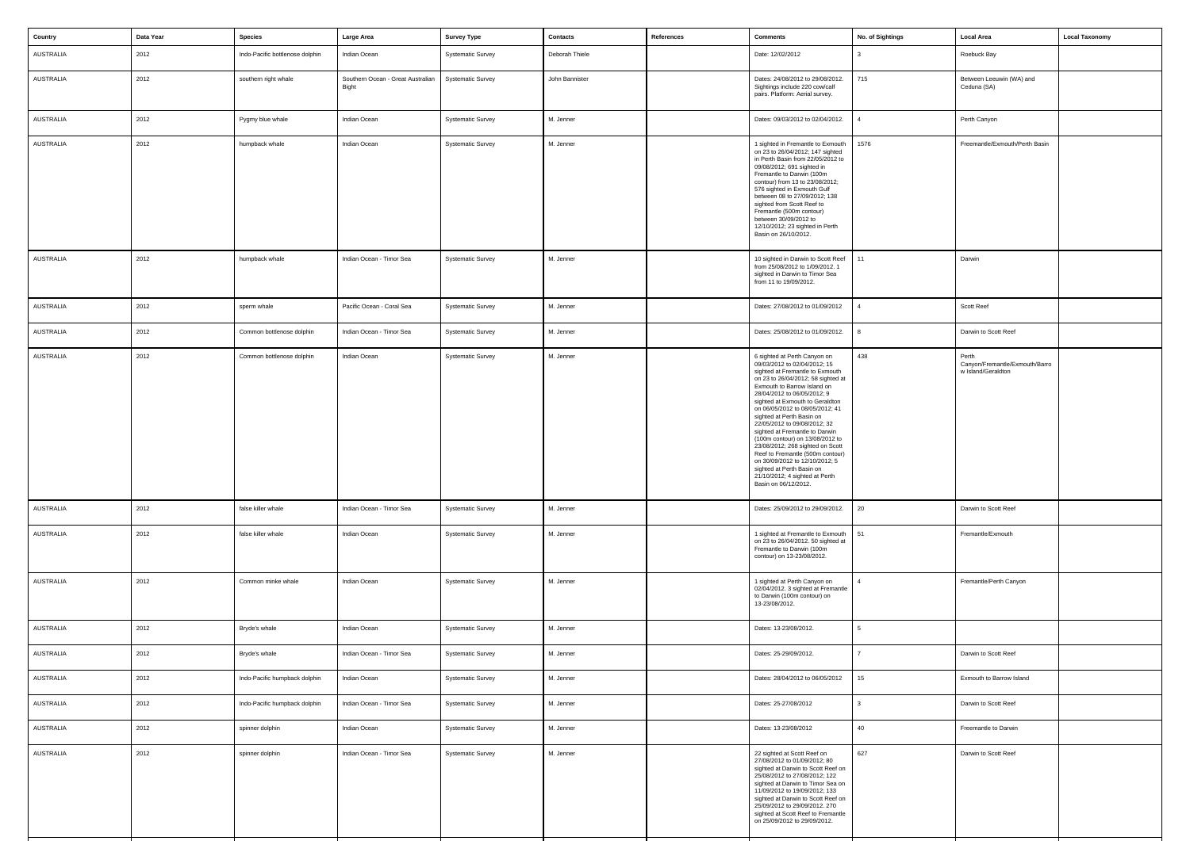| Country | Data Year | Species | Large Area | Survey Type | Contacts | References | Comments | No. of Sightings | Local Area | Local Taxonomy |
|---|---|---|---|---|---|---|---|---|---|---|
| AUSTRALIA | 2012 | Indo-Pacific bottlenose dolphin | Indian Ocean | Systematic Survey | Deborah Thiele | | Date: 12/02/2012 | 3 | Roebuck Bay | |
| AUSTRALIA | 2012 | southern right whale | Southern Ocean - Great Australian Bight | Systematic Survey | John Bannister | | Dates: 24/08/2012 to 29/08/2012. Sightings include 220 cow/calf pairs. Platform: Aerial survey. | 715 | Between Leeuwin (WA) and Ceduna (SA) | |
| AUSTRALIA | 2012 | Pygmy blue whale | Indian Ocean | Systematic Survey | M. Jenner | | Dates: 09/03/2012 to 02/04/2012. | 4 | Perth Canyon | |
| AUSTRALIA | 2012 | humpback whale | Indian Ocean | Systematic Survey | M. Jenner | | 1 sighted in Fremantle to Exmouth on 23 to 26/04/2012; 147 sighted in Perth Basin from 22/05/2012 to 09/08/2012; 691 sighted in Fremantle to Darwin (100m contour) from 13 to 23/08/2012; 576 sighted in Exmouth Gulf between 08 to 27/09/2012; 138 sighted from Scott Reef to Fremantle (500m contour) between 30/09/2012 to 12/10/2012; 23 sighted in Perth Basin on 26/10/2012. | 1576 | Freemantle/Exmouth/Perth Basin | |
| AUSTRALIA | 2012 | humpback whale | Indian Ocean - Timor Sea | Systematic Survey | M. Jenner | | 10 sighted in Darwin to Scott Reef from 25/08/2012 to 1/09/2012. 1 sighted in Darwin to Timor Sea from 11 to 19/09/2012. | 11 | Darwin | |
| AUSTRALIA | 2012 | sperm whale | Pacific Ocean - Coral Sea | Systematic Survey | M. Jenner | | Dates: 27/08/2012 to 01/09/2012 | 4 | Scott Reef | |
| AUSTRALIA | 2012 | Common bottlenose dolphin | Indian Ocean - Timor Sea | Systematic Survey | M. Jenner | | Dates: 25/08/2012 to 01/09/2012. | 8 | Darwin to Scott Reef | |
| AUSTRALIA | 2012 | Common bottlenose dolphin | Indian Ocean | Systematic Survey | M. Jenner | | 6 sighted at Perth Canyon on 09/03/2012 to 02/04/2012; 15 sighted at Fremantle to Exmouth on 23 to 26/04/2012; 58 sighted at Exmouth to Barrow Island on 28/04/2012 to 06/05/2012; 9 sighted at Exmouth to Geraldton on 06/05/2012 to 08/05/2012; 41 sighted at Perth Basin on 22/05/2012 to 09/08/2012; 32 sighted at Fremantle to Darwin (100m contour) on 13/08/2012 to 23/08/2012; 268 sighted on Scott Reef to Fremantle (500m contour) on 30/09/2012 to 12/10/2012; 5 sighted at Perth Basin on 21/10/2012; 4 sighted at Perth Basin on 06/12/2012. | 438 | Perth Canyon/Fremantle/Exmouth/Barrow Island/Geraldton | |
| AUSTRALIA | 2012 | false killer whale | Indian Ocean - Timor Sea | Systematic Survey | M. Jenner | | Dates: 25/09/2012 to 29/09/2012. | 20 | Darwin to Scott Reef | |
| AUSTRALIA | 2012 | false killer whale | Indian Ocean | Systematic Survey | M. Jenner | | 1 sighted at Fremantle to Exmouth on 23 to 26/04/2012. 50 sighted at Fremantle to Darwin (100m contour) on 13-23/08/2012. | 51 | Fremantle/Exmouth | |
| AUSTRALIA | 2012 | Common minke whale | Indian Ocean | Systematic Survey | M. Jenner | | 1 sighted at Perth Canyon on 02/04/2012. 3 sighted at Fremantle to Darwin (100m contour) on 13-23/08/2012. | 4 | Fremantle/Perth Canyon | |
| AUSTRALIA | 2012 | Bryde's whale | Indian Ocean | Systematic Survey | M. Jenner | | Dates: 13-23/08/2012. | 5 | | |
| AUSTRALIA | 2012 | Bryde's whale | Indian Ocean - Timor Sea | Systematic Survey | M. Jenner | | Dates: 25-29/09/2012. | 7 | Darwin to Scott Reef | |
| AUSTRALIA | 2012 | Indo-Pacific humpback dolphin | Indian Ocean | Systematic Survey | M. Jenner | | Dates: 28/04/2012 to 06/05/2012 | 15 | Exmouth to Barrow Island | |
| AUSTRALIA | 2012 | Indo-Pacific humpback dolphin | Indian Ocean - Timor Sea | Systematic Survey | M. Jenner | | Dates: 25-27/08/2012 | 3 | Darwin to Scott Reef | |
| AUSTRALIA | 2012 | spinner dolphin | Indian Ocean | Systematic Survey | M. Jenner | | Dates: 13-23/08/2012 | 40 | Freemantle to Darwin | |
| AUSTRALIA | 2012 | spinner dolphin | Indian Ocean - Timor Sea | Systematic Survey | M. Jenner | | 22 sighted at Scott Reef on 27/08/2012 to 01/09/2012; 80 sighted at Darwin to Scott Reef on 25/08/2012 to 27/08/2012; 122 sighted at Darwin to Timor Sea on 11/09/2012 to 19/09/2012; 133 sighted at Darwin to Scott Reef on 25/09/2012 to 29/09/2012. 270 sighted at Scott Reef to Fremantle on 25/09/2012 to 29/09/2012. | 627 | Darwin to Scott Reef | |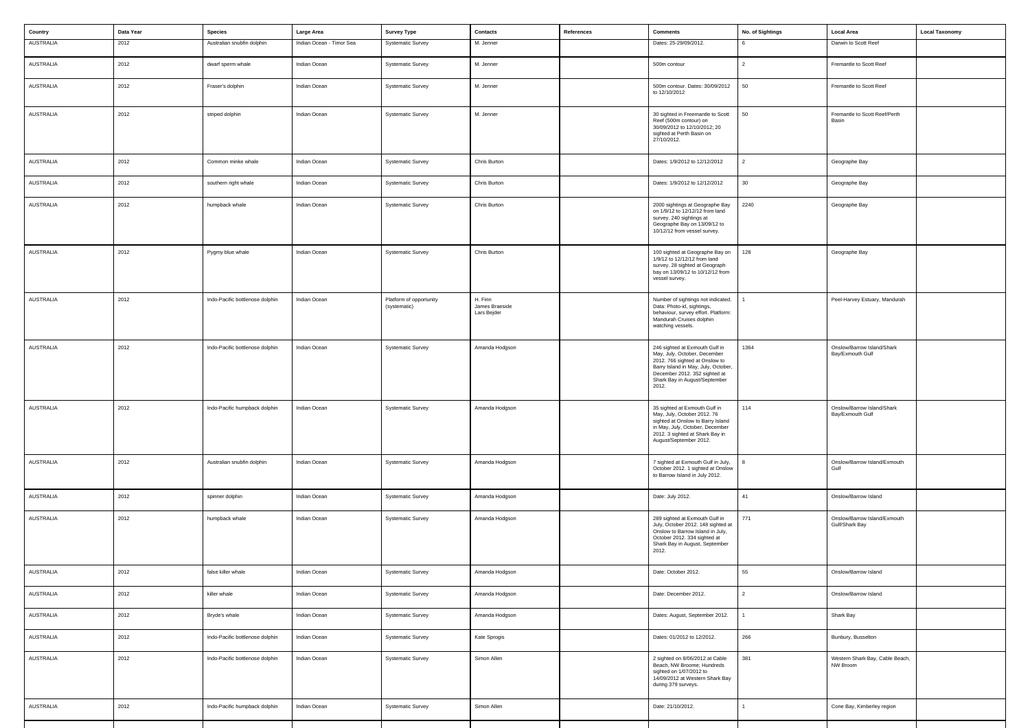| Country | Data Year | Species | Large Area | Survey Type | Contacts | References | Comments | No. of Sightings | Local Area | Local Taxonomy |
|---|---|---|---|---|---|---|---|---|---|---|
| AUSTRALIA | 2012 | Australian snubfin dolphin | Indian Ocean - Timor Sea | Systematic Survey | M. Jenner | | Dates: 25-29/09/2012. | 6 | Darwin to Scott Reef | |
| AUSTRALIA | 2012 | dwarf sperm whale | Indian Ocean | Systematic Survey | M. Jenner | | 500m contour | 2 | Fremantle to Scott Reef | |
| AUSTRALIA | 2012 | Fraser's dolphin | Indian Ocean | Systematic Survey | M. Jenner | | 500m contour. Dates: 30/09/2012 to 12/10/2012 | 50 | Fremantle to Scott Reef | |
| AUSTRALIA | 2012 | striped dolphin | Indian Ocean | Systematic Survey | M. Jenner | | 30 sighted in Freemantle to Scott Reef (500m contour) on 30/09/2012 to 12/10/2012; 20 sighted at Perth Basin on 27/10/2012. | 50 | Fremantle to Scott Reef/Perth Basin | |
| AUSTRALIA | 2012 | Common minke whale | Indian Ocean | Systematic Survey | Chris Burton | | Dates: 1/9/2012 to 12/12/2012 | 2 | Geographe Bay | |
| AUSTRALIA | 2012 | southern right whale | Indian Ocean | Systematic Survey | Chris Burton | | Dates: 1/9/2012 to 12/12/2012 | 30 | Geographe Bay | |
| AUSTRALIA | 2012 | humpback whale | Indian Ocean | Systematic Survey | Chris Burton | | 2000 sightings at Geographe Bay on 1/9/12 to 12/12/12 from land survey. 240 sightings at Geographe Bay on 13/09/12 to 10/12/12 from vessel survey. | 2240 | Geographe Bay | |
| AUSTRALIA | 2012 | Pygmy blue whale | Indian Ocean | Systematic Survey | Chris Burton | | 100 sighted at Geographe Bay on 1/9/12 to 12/12/12 from land survey. 28 sighted at Geograph bay on 13/09/12 to 10/12/12 from vessel survey. | 128 | Geographe Bay | |
| AUSTRALIA | 2012 | Indo-Pacific bottlenose dolphin | Indian Ocean | Platform of opportunity (systematic) | H. Finn<br>James Braeside<br>Lars Bejder | | Number of sightings not indicated. Data: Photo-id, sightings, behaviour, survey effort. Platform: Mandurah Cruises dolphin watching vessels. | 1 | Peel-Harvey Estuary, Mandurah | |
| AUSTRALIA | 2012 | Indo-Pacific bottlenose dolphin | Indian Ocean | Systematic Survey | Amanda Hodgson | | 246 sighted at Exmouth Gulf in May, July, October, December 2012. 766 sighted at Onslow to Barry Island in May, July, October, December 2012. 352 sighted at Shark Bay in August/September 2012. | 1364 | Onslow/Barrow Island/Shark Bay/Exmouth Gulf | |
| AUSTRALIA | 2012 | Indo-Pacific humpback dolphin | Indian Ocean | Systematic Survey | Amanda Hodgson | | 35 sighted at Exmouth Gulf in May, July, October 2012. 76 sighted at Onslow to Barry Island in May, July, October, December 2012. 3 sighted at Shark Bay in August/September 2012. | 114 | Onslow/Barrow Island/Shark Bay/Exmouth Gulf | |
| AUSTRALIA | 2012 | Australian snubfin dolphin | Indian Ocean | Systematic Survey | Amanda Hodgson | | 7 sighted at Exmouth Gulf in July, October 2012. 1 sighted at Onslow to Barrow Island in July 2012. | 8 | Onslow/Barrow Island/Exmouth Gulf | |
| AUSTRALIA | 2012 | spinner dolphin | Indian Ocean | Systematic Survey | Amanda Hodgson | | Date: July 2012. | 41 | Onslow/Barrow Island | |
| AUSTRALIA | 2012 | humpback whale | Indian Ocean | Systematic Survey | Amanda Hodgson | | 289 sighted at Exmouth Gulf in July, October 2012. 148 sighted at Onslow to Barrow Island in July, October 2012. 334 sighted at Shark Bay in August, September 2012. | 771 | Onslow/Barrow Island/Exmouth Gulf/Shark Bay | |
| AUSTRALIA | 2012 | false killer whale | Indian Ocean | Systematic Survey | Amanda Hodgson | | Date: October 2012. | 55 | Onslow/Barrow Island | |
| AUSTRALIA | 2012 | killer whale | Indian Ocean | Systematic Survey | Amanda Hodgson | | Date: December 2012. | 2 | Onslow/Barrow Island | |
| AUSTRALIA | 2012 | Bryde's whale | Indian Ocean | Systematic Survey | Amanda Hodgson | | Dates: August, September 2012. | 1 | Shark Bay | |
| AUSTRALIA | 2012 | Indo-Pacific bottlenose dolphin | Indian Ocean | Systematic Survey | Kate Sprogis | | Dates: 01/2012 to 12/2012. | 266 | Bunbury, Busselton | |
| AUSTRALIA | 2012 | Indo-Pacific bottlenose dolphin | Indian Ocean | Systematic Survey | Simon Allen | | 2 sighted on 8/06/2012 at Cable Beach, NW Broome; Hundreds sighted on 1/07/2012 to 14/09/2012 at Western Shark Bay during 379 surveys. | 381 | Western Shark Bay, Cable Beach, NW Broom | |
| AUSTRALIA | 2012 | Indo-Pacific humpback dolphin | Indian Ocean | Systematic Survey | Simon Allen | | Date: 21/10/2012. | 1 | Cone Bay, Kimberley region | |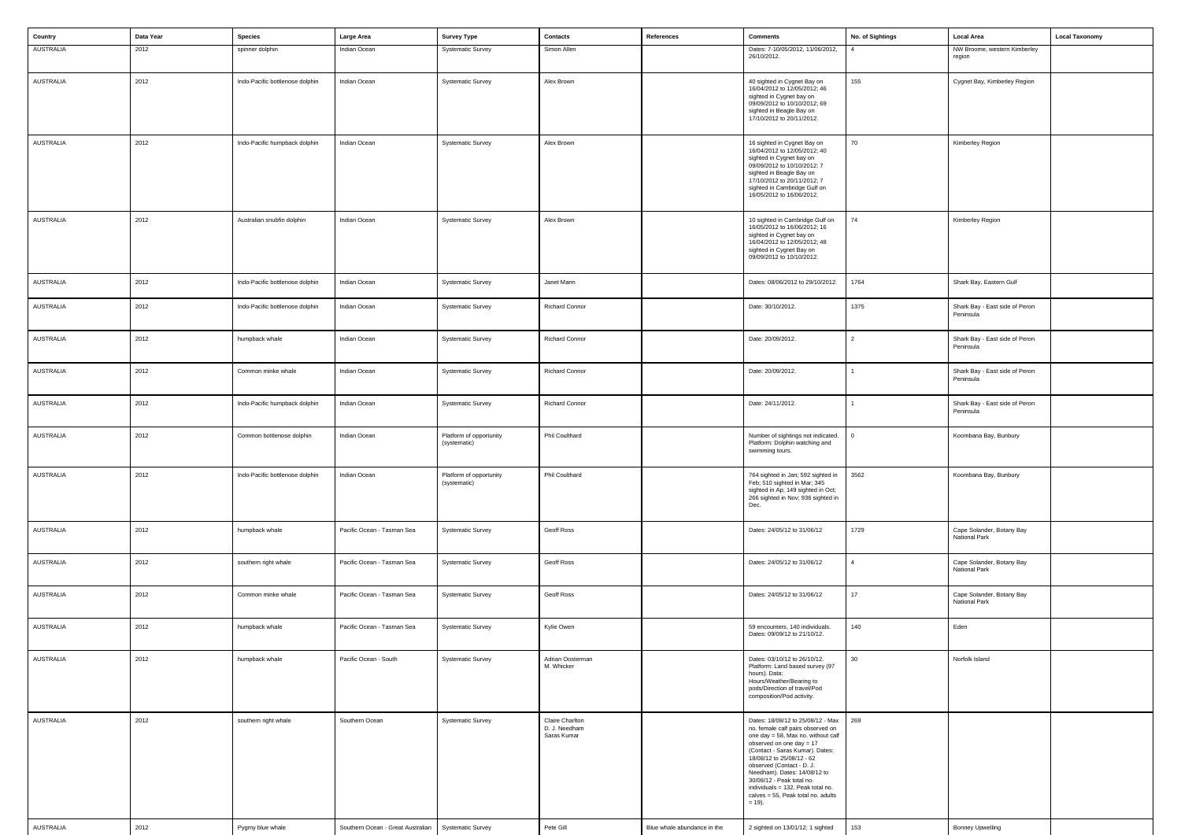| Country | Data Year | Species | Large Area | Survey Type | Contacts | References | Comments | No. of Sightings | Local Area | Local Taxonomy |
|---|---|---|---|---|---|---|---|---|---|---|
| AUSTRALIA | 2012 | spinner dolphin | Indian Ocean | Systematic Survey | Simon Allen | | Dates: 7-10/05/2012, 11/06/2012, 26/10/2012. | 4 | NW Broome, western Kimberley region | |
| AUSTRALIA | 2012 | Indo-Pacific bottlenose dolphin | Indian Ocean | Systematic Survey | Alex Brown | | 40 sighted in Cygnet Bay on 16/04/2012 to 12/05/2012; 46 sighted in Cygnet bay on 09/09/2012 to 10/10/2012; 69 sighted in Beagle Bay on 17/10/2012 to 20/11/2012. | 155 | Cygnet Bay, Kimberley Region | |
| AUSTRALIA | 2012 | Indo-Pacific humpback dolphin | Indian Ocean | Systematic Survey | Alex Brown | | 16 sighted in Cygnet Bay on 16/04/2012 to 12/05/2012; 40 sighted in Cygnet bay on 09/09/2012 to 10/10/2012; 7 sighted in Beagle Bay on 17/10/2012 to 20/11/2012; 7 sighted in Cambridge Gulf on 16/05/2012 to 16/06/2012. | 70 | Kimberley Region | |
| AUSTRALIA | 2012 | Australian snubfin dolphin | Indian Ocean | Systematic Survey | Alex Brown | | 10 sighted in Cambridge Gulf on 16/05/2012 to 16/06/2012; 16 sighted in Cygnet bay on 16/04/2012 to 12/05/2012; 48 sighted in Cygnet Bay on 09/09/2012 to 10/10/2012. | 74 | Kimberley Region | |
| AUSTRALIA | 2012 | Indo-Pacific bottlenose dolphin | Indian Ocean | Systematic Survey | Janet Mann | | Dates: 08/06/2012 to 29/10/2012. | 1764 | Shark Bay, Eastern Gulf | |
| AUSTRALIA | 2012 | Indo-Pacific bottlenose dolphin | Indian Ocean | Systematic Survey | Richard Connor | | Date: 30/10/2012. | 1375 | Shark Bay - East side of Peron Peninsula | |
| AUSTRALIA | 2012 | humpback whale | Indian Ocean | Systematic Survey | Richard Connor | | Date: 20/09/2012. | 2 | Shark Bay - East side of Peron Peninsula | |
| AUSTRALIA | 2012 | Common minke whale | Indian Ocean | Systematic Survey | Richard Connor | | Date: 20/09/2012. | 1 | Shark Bay - East side of Peron Peninsula | |
| AUSTRALIA | 2012 | Indo-Pacific humpback dolphin | Indian Ocean | Systematic Survey | Richard Connor | | Date: 24/11/2012. | 1 | Shark Bay - East side of Peron Peninsula | |
| AUSTRALIA | 2012 | Common bottlenose dolphin | Indian Ocean | Platform of opportunity (systematic) | Phil Coulthard | | Number of sightings not indicated. Platform: Dolphin watching and swimming tours. | 0 | Koombana Bay, Bunbury | |
| AUSTRALIA | 2012 | Indo-Pacific bottlenose dolphin | Indian Ocean | Platform of opportunity (systematic) | Phil Coulthard | | 764 sighted in Jan; 592 sighted in Feb; 510 sighted in Mar; 345 sighted in Ap; 149 sighted in Oct; 266 sighted in Nov; 936 sighted in Dec. | 3562 | Koombana Bay, Bunbury | |
| AUSTRALIA | 2012 | humpback whale | Pacific Ocean - Tasman Sea | Systematic Survey | Geoff Ross | | Dates: 24/05/12 to 31/06/12 | 1729 | Cape Solander, Botany Bay National Park | |
| AUSTRALIA | 2012 | southern right whale | Pacific Ocean - Tasman Sea | Systematic Survey | Geoff Ross | | Dates: 24/05/12 to 31/06/12 | 4 | Cape Solander, Botany Bay National Park | |
| AUSTRALIA | 2012 | Common minke whale | Pacific Ocean - Tasman Sea | Systematic Survey | Geoff Ross | | Dates: 24/05/12 to 31/06/12 | 17 | Cape Solander, Botany Bay National Park | |
| AUSTRALIA | 2012 | humpback whale | Pacific Ocean - Tasman Sea | Systematic Survey | Kylie Owen | | 59 encounters, 140 individuals. Dates: 09/09/12 to 21/10/12. | 140 | Eden | |
| AUSTRALIA | 2012 | humpback whale | Pacific Ocean - South | Systematic Survey | Adrian Oosterman M. Whicker | | Dates: 03/10/12 to 26/10/12. Platform: Land based survey (97 hours). Data: Hours/Weather/Bearing to pods/Direction of travel/Pod composition/Pod activity. | 30 | Norfolk Island | |
| AUSTRALIA | 2012 | southern right whale | Southern Ocean | Systematic Survey | Claire Charlton D. J. Needham Saras Kumar | | Dates: 18/08/12 to 25/08/12 - Max no. female calf pairs observed on one day = 58, Max no. without calf observed on one day = 17 (Contact - Saras Kumar). Dates: 18/08/12 to 25/08/12 - 62 observed (Contact - D. J. Needham). Dates: 14/08/12 to 30/08/12 - Peak total no. individuals = 132, Peak total no. calves = 55, Peak total no. adults = 19). | 269 | | |
| AUSTRALIA | 2012 | Pygmy blue whale | Southern Ocean - Great Australian | Systematic Survey | Pete Gill | Blue whale abundance in the | 2 sighted on 13/01/12; 1 sighted | 153 | Bonney Upwelling | |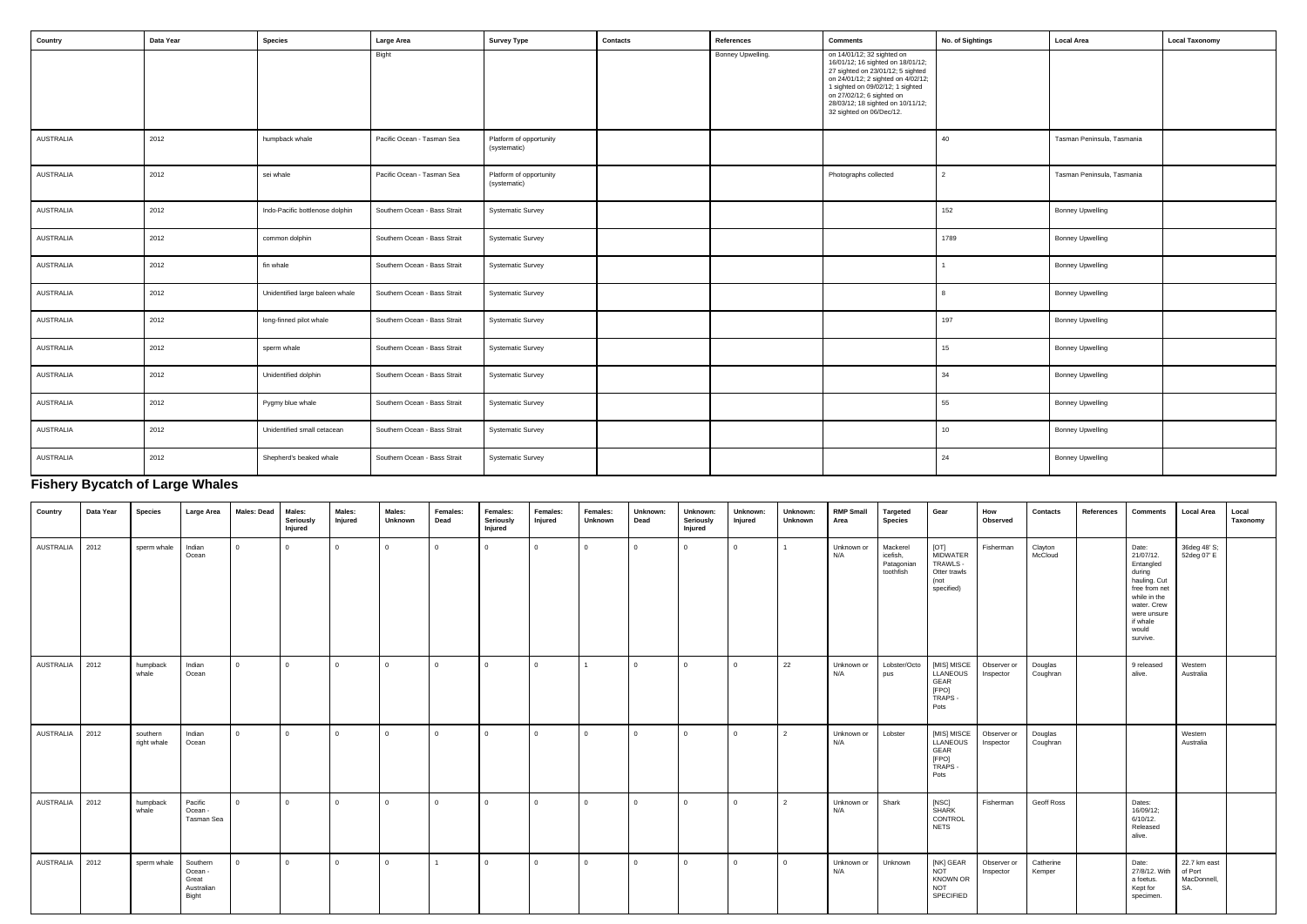| Country | Data Year | Species | Large Area | Survey Type | Contacts | References | Comments | No. of Sightings | Local Area | Local Taxonomy |
|---|---|---|---|---|---|---|---|---|---|---|
| | | | Bight | | | Bonney Upwelling. | on 14/01/12; 32 sighted on 16/01/12; 16 sighted on 18/01/12; 27 sighted on 23/01/12; 5 sighted on 24/01/12; 2 sighted on 4/02/12; 1 sighted on 09/02/12; 1 sighted on 27/02/12; 6 sighted on 28/03/12; 18 sighted on 10/11/12; 32 sighted on 06/Dec/12. | | | |
| AUSTRALIA | 2012 | humpback whale | Pacific Ocean - Tasman Sea | Platform of opportunity (systematic) | | | | 40 | Tasman Peninsula, Tasmania | |
| AUSTRALIA | 2012 | sei whale | Pacific Ocean - Tasman Sea | Platform of opportunity (systematic) | | | Photographs collected | 2 | Tasman Peninsula, Tasmania | |
| AUSTRALIA | 2012 | Indo-Pacific bottlenose dolphin | Southern Ocean - Bass Strait | Systematic Survey | | | | 152 | Bonney Upwelling | |
| AUSTRALIA | 2012 | common dolphin | Southern Ocean - Bass Strait | Systematic Survey | | | | 1789 | Bonney Upwelling | |
| AUSTRALIA | 2012 | fin whale | Southern Ocean - Bass Strait | Systematic Survey | | | | 1 | Bonney Upwelling | |
| AUSTRALIA | 2012 | Unidentified large baleen whale | Southern Ocean - Bass Strait | Systematic Survey | | | | 8 | Bonney Upwelling | |
| AUSTRALIA | 2012 | long-finned pilot whale | Southern Ocean - Bass Strait | Systematic Survey | | | | 197 | Bonney Upwelling | |
| AUSTRALIA | 2012 | sperm whale | Southern Ocean - Bass Strait | Systematic Survey | | | | 15 | Bonney Upwelling | |
| AUSTRALIA | 2012 | Unidentified dolphin | Southern Ocean - Bass Strait | Systematic Survey | | | | 34 | Bonney Upwelling | |
| AUSTRALIA | 2012 | Pygmy blue whale | Southern Ocean - Bass Strait | Systematic Survey | | | | 55 | Bonney Upwelling | |
| AUSTRALIA | 2012 | Unidentified small cetacean | Southern Ocean - Bass Strait | Systematic Survey | | | | 10 | Bonney Upwelling | |
| AUSTRALIA | 2012 | Shepherd's beaked whale | Southern Ocean - Bass Strait | Systematic Survey | | | | 24 | Bonney Upwelling | |

## Fishery Bycatch of Large Whales

| Country | Data Year | Species | Large Area | Males: Dead | Males: Seriously Injured | Males: Injured | Males: Unknown | Females: Dead | Females: Seriously Injured | Females: Injured | Females: Unknown | Unknown: Dead | Unknown: Seriously Injured | Unknown: Injured | Unknown: Unknown | RMP Small Area | Targeted Species | Gear | How Observed | Contacts | References | Comments | Local Area | Local Taxonomy |
|---|---|---|---|---|---|---|---|---|---|---|---|---|---|---|---|---|---|---|---|---|---|---|---|---|
| AUSTRALIA | 2012 | sperm whale | Indian Ocean | 0 | 0 | 0 | 0 | 0 | 0 | 0 | 0 | 0 | 0 | 0 | 1 | Unknown or N/A | Mackerel icefish, Patagonian toothfish | [OT] MIDWATER TRAWLS - Otter trawls (not specified) | Fisherman | Clayton McCloud | | Date: 21/07/12. Entangled during hauling. Cut free from net while in the water. Crew were unsure if whale would survive. | 36deg 48' S; 52deg 07' E | |
| AUSTRALIA | 2012 | humpback whale | Indian Ocean | 0 | 0 | 0 | 0 | 0 | 0 | 0 | 1 | 0 | 0 | 0 | 22 | Unknown or N/A | Lobster/Octopus | [MIS] MISCELLANEOUS GEAR [FPO] TRAPS - Pots | Observer or Inspector | Douglas Coughran | | 9 released alive. | Western Australia | |
| AUSTRALIA | 2012 | southern right whale | Indian Ocean | 0 | 0 | 0 | 0 | 0 | 0 | 0 | 0 | 0 | 0 | 0 | 2 | Unknown or N/A | Lobster | [MIS] MISCELLANEOUS GEAR [FPO] TRAPS - Pots | Observer or Inspector | Douglas Coughran | | | Western Australia | |
| AUSTRALIA | 2012 | humpback whale | Pacific Ocean - Tasman Sea | 0 | 0 | 0 | 0 | 0 | 0 | 0 | 0 | 0 | 0 | 0 | 2 | Unknown or N/A | Shark | [NSC] SHARK CONTROL NETS | Fisherman | Geoff Ross | | Dates: 16/09/12; 6/10/12. Released alive. | | |
| AUSTRALIA | 2012 | sperm whale | Southern Ocean - Great Australian Bight | 0 | 0 | 0 | 0 | 1 | 0 | 0 | 0 | 0 | 0 | 0 | 0 | Unknown or N/A | Unknown | [NK] GEAR NOT KNOWN OR NOT SPECIFIED | Observer or Inspector | Catherine Kemper | | Date: 27/8/12. With a foetus. Kept for specimen. | 22.7 km east of Port MacDonnell, SA. | |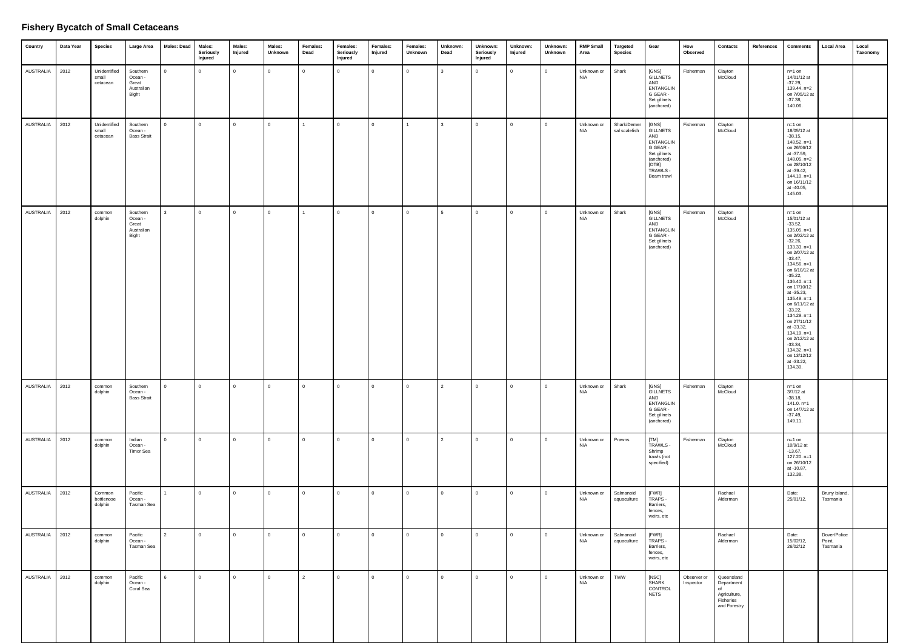## Fishery Bycatch of Small Cetaceans

| Country | Data Year | Species | Large Area | Males: Dead | Males: Seriously Injured | Males: Injured | Males: Unknown | Females: Dead | Females: Seriously Injured | Females: Injured | Females: Unknown | Unknown: Dead | Unknown: Seriously Injured | Unknown: Injured | Unknown: Unknown | RMP Small Area | Targeted Species | Gear | How Observed | Contacts | References | Comments | Local Area | Local Taxonomy |
|---|---|---|---|---|---|---|---|---|---|---|---|---|---|---|---|---|---|---|---|---|---|---|---|---|
| AUSTRALIA | 2012 | Unidentified small cetacean | Southern Ocean - Great Australian Bight | 0 | 0 | 0 | 0 | 0 | 0 | 0 | 0 | 3 | 0 | 0 | 0 | Unknown or N/A | Shark | [GNS] GILLNETS AND ENTANGLING GEAR - Set gillnets (anchored) | Fisherman | Clayton McCloud | | n=1 on 14/01/12 at -37.29, 139.44. n=2 on 7/05/12 at -37.38, 140.06. | | |
| AUSTRALIA | 2012 | Unidentified small cetacean | Southern Ocean - Bass Strait | 0 | 0 | 0 | 0 | 1 | 0 | 0 | 1 | 3 | 0 | 0 | 0 | Unknown or N/A | Shark/Demersal scalefish | [GNS] GILLNETS AND ENTANGLING GEAR - Set gillnets (anchored) [OTB] TRAWLS - Beam trawl | Fisherman | Clayton McCloud | | n=1 on 18/05/12 at -38.15, 148.52. n=1 on 26/06/12 at -37.59, 148.05. n=2 on 28/10/12 at -39.42, 144.10. n=1 on 16/11/12 at -40.05, 145.03. | | |
| AUSTRALIA | 2012 | common dolphin | Southern Ocean - Great Australian Bight | 3 | 0 | 0 | 0 | 1 | 0 | 0 | 0 | 5 | 0 | 0 | 0 | Unknown or N/A | Shark | [GNS] GILLNETS AND ENTANGLING GEAR - Set gillnets (anchored) | Fisherman | Clayton McCloud | | n=1 on 15/01/12 at -33.52, 135.05. n=1 on 2/02/12 at -32.26, 133.33. n=1 on 2/07/12 at -33.47, 134.56. n=1 on 6/10/12 at -35.22, 136.40. n=1 on 17/10/12 at -35.23, 135.49. n=1 on 6/11/12 at -33.22, 134.29. n=1 on 27/11/12 at -33.32, 134.19. n=1 on 2/12/12 at -33.34, 134.32. n=1 on 13/12/12 at -33.22, 134.30. | | |
| AUSTRALIA | 2012 | common dolphin | Southern Ocean - Bass Strait | 0 | 0 | 0 | 0 | 0 | 0 | 0 | 0 | 2 | 0 | 0 | 0 | Unknown or N/A | Shark | [GNS] GILLNETS AND ENTANGLING GEAR - Set gillnets (anchored) | Fisherman | Clayton McCloud | | n=1 on 3/7/12 at -38.18, 141.0. n=1 on 14/7/12 at -37.49, 149.11. | | |
| AUSTRALIA | 2012 | common dolphin | Indian Ocean - Timor Sea | 0 | 0 | 0 | 0 | 0 | 0 | 0 | 0 | 2 | 0 | 0 | 0 | Unknown or N/A | Prawns | [TM] TRAWLS - Shrimp trawls (not specified) | Fisherman | Clayton McCloud | | n=1 on 10/9/12 at -13.67, 127.20. n=1 on 26/10/12 at -10.87, 132.38. | | |
| AUSTRALIA | 2012 | Common bottlenose dolphin | Pacific Ocean - Tasman Sea | 1 | 0 | 0 | 0 | 0 | 0 | 0 | 0 | 0 | 0 | 0 | 0 | Unknown or N/A | Salmanoid aquaculture | [FWR] TRAPS - Barriers, fences, weirs, etc | | Rachael Alderman | | Date: 25/01/12. | Bruny Island, Tasmania | |
| AUSTRALIA | 2012 | common dolphin | Pacific Ocean - Tasman Sea | 2 | 0 | 0 | 0 | 0 | 0 | 0 | 0 | 0 | 0 | 0 | 0 | Unknown or N/A | Salmanoid aquaculture | [FWR] TRAPS - Barriers, fences, weirs, etc | | Rachael Alderman | | Date: 15/02/12, 26/02/12 | Dover/Police Point, Tasmania | |
| AUSTRALIA | 2012 | common dolphin | Pacific Ocean - Coral Sea | 6 | 0 | 0 | 0 | 2 | 0 | 0 | 0 | 0 | 0 | 0 | 0 | Unknown or N/A | TWW | [NSC] SHARK CONTROL NETS | Observer or Inspector | Queensland Department of Agriculture, Fisheries and Forestry | | | | |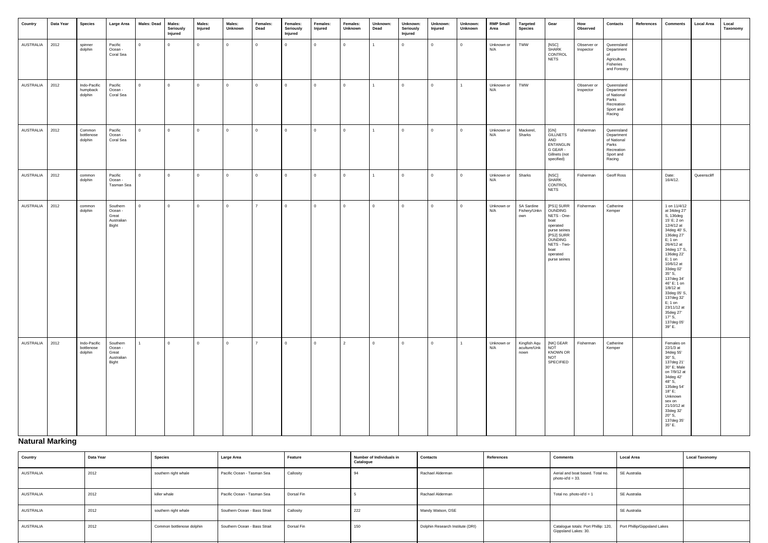| Country | Data Year | Species | Large Area | Males: Dead | Males: Seriously Injured | Males: Injured | Males: Unknown | Females: Dead | Females: Seriously Injured | Females: Injured | Females: Unknown | Unknown: Dead | Unknown: Seriously Injured | Unknown: Injured | Unknown: Unknown | RMP Small Area | Targeted Species | Gear | How Observed | Contacts | References | Comments | Local Area | Local Taxonomy |
|---|---|---|---|---|---|---|---|---|---|---|---|---|---|---|---|---|---|---|---|---|---|---|---|---|
| AUSTRALIA | 2012 | spinner dolphin | Pacific Ocean - Coral Sea | 0 | 0 | 0 | 0 | 0 | 0 | 0 | 0 | 1 | 0 | 0 | 0 | Unknown or N/A | TWW | [NSC] SHARK CONTROL NETS | Observer or Inspector | Queensland Department of Agriculture, Fisheries and Forestry | | | | |
| AUSTRALIA | 2012 | Indo-Pacific humpback dolphin | Pacific Ocean - Coral Sea | 0 | 0 | 0 | 0 | 0 | 0 | 0 | 0 | 1 | 0 | 0 | 1 | Unknown or N/A | TWW | | Observer or Inspector | Queensland Department of National Parks Recreation Sport and Racing | | | | |
| AUSTRALIA | 2012 | Common bottlenose dolphin | Pacific Ocean - Coral Sea | 0 | 0 | 0 | 0 | 0 | 0 | 0 | 0 | 1 | 0 | 0 | 0 | Unknown or N/A | Mackerel, Sharks | [GN] GILLNETS AND ENTANGLING GEAR - Gillnets (not specified) | Fisherman | Queensland Department of National Parks Recreation Sport and Racing | | | | |
| AUSTRALIA | 2012 | common dolphin | Pacific Ocean - Tasman Sea | 0 | 0 | 0 | 0 | 0 | 0 | 0 | 0 | 1 | 0 | 0 | 0 | Unknown or N/A | Sharks | [NSC] SHARK CONTROL NETS | Fisherman | Geoff Ross | | Date: 16/4/12. | Queenscliff | |
| AUSTRALIA | 2012 | common dolphin | Southern Ocean - Great Australian Bight | 0 | 0 | 0 | 0 | 7 | 0 | 0 | 0 | 0 | 0 | 0 | 0 | Unknown or N/A | SA Sardine Fishery/Unknown | [PS1] SURROUNDING NETS - One-boat operated purse seines [PS2] SURROUNDING NETS - Two-boat operated purse seines | Fisherman | Catherine Kemper | | 1 on 11/4/12 at 34deg 27' S, 136deg 15' E; 2 on 12/4/12 at 34deg 40' S, 136deg 27' E; 1 on 26/4/12 at 34deg 17' S, 136deg 22' E; 1 on 10/6/12 at 33deg 02' 35" S, 137deg 34' 46" E; 1 on 1/8/12 at 33deg 05' S, 137deg 32' E; 1 on 23/11/12 at 35deg 27' 17" S, 137deg 05' 39" E. | | |
| AUSTRALIA | 2012 | Indo-Pacific bottlenose dolphin | Southern Ocean - Great Australian Bight | 1 | 0 | 0 | 0 | 7 | 0 | 0 | 2 | 0 | 0 | 0 | 1 | Unknown or N/A | Kingfish Aquaculture/Unknown | [NK] GEAR NOT KNOWN OR NOT SPECIFIED | Fisherman | Catherine Kemper | | Females on 22/1/3 at 34deg 55' 30" S, 137deg 21' 30" E; Male on 7/9/12 at 34deg 42' 48" S, 135deg 54' 18" E; Unknown sex on 21/10/12 at 33deg 32' 20" S, 137deg 35' 35" E. | | |

## Natural Marking

| Country | Data Year | Species | Large Area | Feature | Number of Individuals in Catalogue | Contacts | References | Comments | Local Area | Local Taxonomy |
|---|---|---|---|---|---|---|---|---|---|---|
| AUSTRALIA | 2012 | southern right whale | Pacific Ocean - Tasman Sea | Callosity | 94 | Rachael Alderman | | Aerial and boat based. Total no. photo-id'd = 33. | SE Australia | |
| AUSTRALIA | 2012 | killer whale | Pacific Ocean - Tasman Sea | Dorsal Fin | 5 | Rachael Alderman | | Total no. photo-id'd = 1 | SE Australia | |
| AUSTRALIA | 2012 | southern right whale | Southern Ocean - Bass Strait | Callosity | 222 | Mandy Watson, DSE | | | SE Australia | |
| AUSTRALIA | 2012 | Common bottlenose dolphin | Southern Ocean - Bass Strait | Dorsal Fin | 150 | Dolphin Research Institute (DRI) | | Catalogue totals: Port Phillip: 120, Gippsland Lakes: 30. | Port Phillip/Gippsland Lakes | |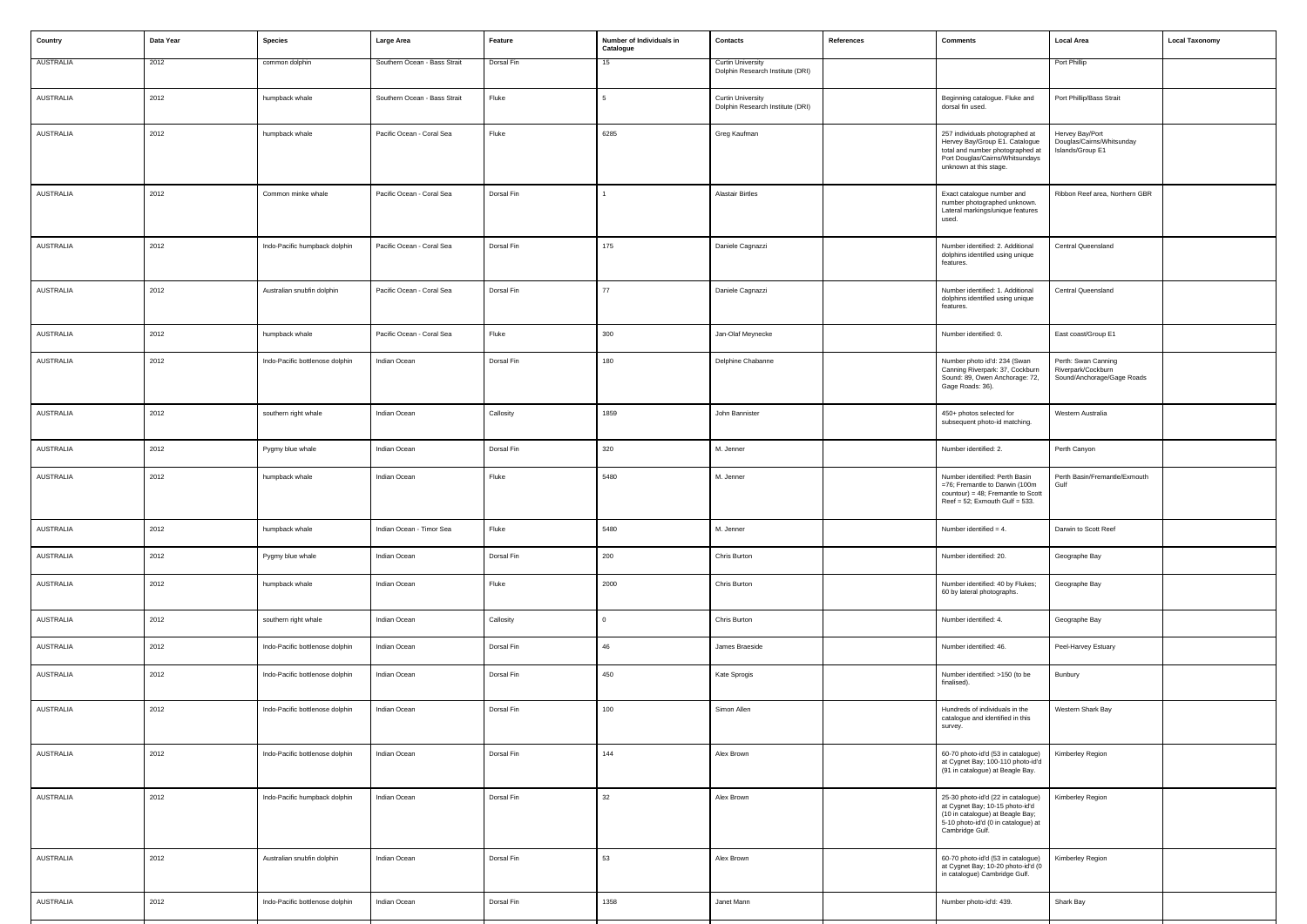| Country | Data Year | Species | Large Area | Feature | Number of Individuals in Catalogue | Contacts | References | Comments | Local Area | Local Taxonomy |
|---|---|---|---|---|---|---|---|---|---|---|
| AUSTRALIA | 2012 | common dolphin | Southern Ocean - Bass Strait | Dorsal Fin | 15 | Curtin University Dolphin Research Institute (DRI) | | | Port Phillip | |
| AUSTRALIA | 2012 | humpback whale | Southern Ocean - Bass Strait | Fluke | 5 | Curtin University Dolphin Research Institute (DRI) | | Beginning catalogue. Fluke and dorsal fin used. | Port Phillip/Bass Strait | |
| AUSTRALIA | 2012 | humpback whale | Pacific Ocean - Coral Sea | Fluke | 6285 | Greg Kaufman | | 257 individuals photographed at Hervey Bay/Group E1. Catalogue total and number photographed at Port Douglas/Cairns/Whitsundays unknown at this stage. | Hervey Bay/Port Douglas/Cairns/Whitsunday Islands/Group E1 | |
| AUSTRALIA | 2012 | Common minke whale | Pacific Ocean - Coral Sea | Dorsal Fin | 1 | Alastair Birtles | | Exact catalogue number and number photographed unknown. Lateral markings/unique features used. | Ribbon Reef area, Northern GBR | |
| AUSTRALIA | 2012 | Indo-Pacific humpback dolphin | Pacific Ocean - Coral Sea | Dorsal Fin | 175 | Daniele Cagnazzi | | Number identified: 2. Additional dolphins identified using unique features. | Central Queensland | |
| AUSTRALIA | 2012 | Australian snubfin dolphin | Pacific Ocean - Coral Sea | Dorsal Fin | 77 | Daniele Cagnazzi | | Number identified: 1. Additional dolphins identified using unique features. | Central Queensland | |
| AUSTRALIA | 2012 | humpback whale | Pacific Ocean - Coral Sea | Fluke | 300 | Jan-Olaf Meynecke | | Number identified: 0. | East coast/Group E1 | |
| AUSTRALIA | 2012 | Indo-Pacific bottlenose dolphin | Indian Ocean | Dorsal Fin | 180 | Delphine Chabanne | | Number photo id'd: 234 (Swan Canning Riverpark: 37, Cockburn Sound: 89, Owen Anchorage: 72, Gage Roads: 36). | Perth: Swan Canning Riverpark/Cockburn Sound/Anchorage/Gage Roads | |
| AUSTRALIA | 2012 | southern right whale | Indian Ocean | Callosity | 1859 | John Bannister | | 450+ photos selected for subsequent photo-id matching. | Western Australia | |
| AUSTRALIA | 2012 | Pygmy blue whale | Indian Ocean | Dorsal Fin | 320 | M. Jenner | | Number identified: 2. | Perth Canyon | |
| AUSTRALIA | 2012 | humpback whale | Indian Ocean | Fluke | 5480 | M. Jenner | | Number identified: Perth Basin =76; Fremantle to Darwin (100m countour) = 48; Fremantle to Scott Reef = 52; Exmouth Gulf = 533. | Perth Basin/Fremantle/Exmouth Gulf | |
| AUSTRALIA | 2012 | humpback whale | Indian Ocean - Timor Sea | Fluke | 5480 | M. Jenner | | Number identified = 4. | Darwin to Scott Reef | |
| AUSTRALIA | 2012 | Pygmy blue whale | Indian Ocean | Dorsal Fin | 200 | Chris Burton | | Number identified: 20. | Geographe Bay | |
| AUSTRALIA | 2012 | humpback whale | Indian Ocean | Fluke | 2000 | Chris Burton | | Number identified: 40 by Flukes; 60 by lateral photographs. | Geographe Bay | |
| AUSTRALIA | 2012 | southern right whale | Indian Ocean | Callosity | 0 | Chris Burton | | Number identified: 4. | Geographe Bay | |
| AUSTRALIA | 2012 | Indo-Pacific bottlenose dolphin | Indian Ocean | Dorsal Fin | 46 | James Braeside | | Number identified: 46. | Peel-Harvey Estuary | |
| AUSTRALIA | 2012 | Indo-Pacific bottlenose dolphin | Indian Ocean | Dorsal Fin | 450 | Kate Sprogis | | Number identified: >150 (to be finalised). | Bunbury | |
| AUSTRALIA | 2012 | Indo-Pacific bottlenose dolphin | Indian Ocean | Dorsal Fin | 100 | Simon Allen | | Hundreds of individuals in the catalogue and identified in this survey. | Western Shark Bay | |
| AUSTRALIA | 2012 | Indo-Pacific bottlenose dolphin | Indian Ocean | Dorsal Fin | 144 | Alex Brown | | 60-70 photo-id'd (53 in catalogue) at Cygnet Bay; 100-110 photo-id'd (91 in catalogue) at Beagle Bay. | Kimberley Region | |
| AUSTRALIA | 2012 | Indo-Pacific humpback dolphin | Indian Ocean | Dorsal Fin | 32 | Alex Brown | | 25-30 photo-id'd (22 in catalogue) at Cygnet Bay; 10-15 photo-id'd (10 in catalogue) at Beagle Bay; 5-10 photo-id'd (0 in catalogue) at Cambridge Gulf. | Kimberley Region | |
| AUSTRALIA | 2012 | Australian snubfin dolphin | Indian Ocean | Dorsal Fin | 53 | Alex Brown | | 60-70 photo-id'd (53 in catalogue) at Cygnet Bay; 10-20 photo-id'd (0 in catalogue) Cambridge Gulf. | Kimberley Region | |
| AUSTRALIA | 2012 | Indo-Pacific bottlenose dolphin | Indian Ocean | Dorsal Fin | 1358 | Janet Mann | | Number photo-id'd: 439. | Shark Bay | |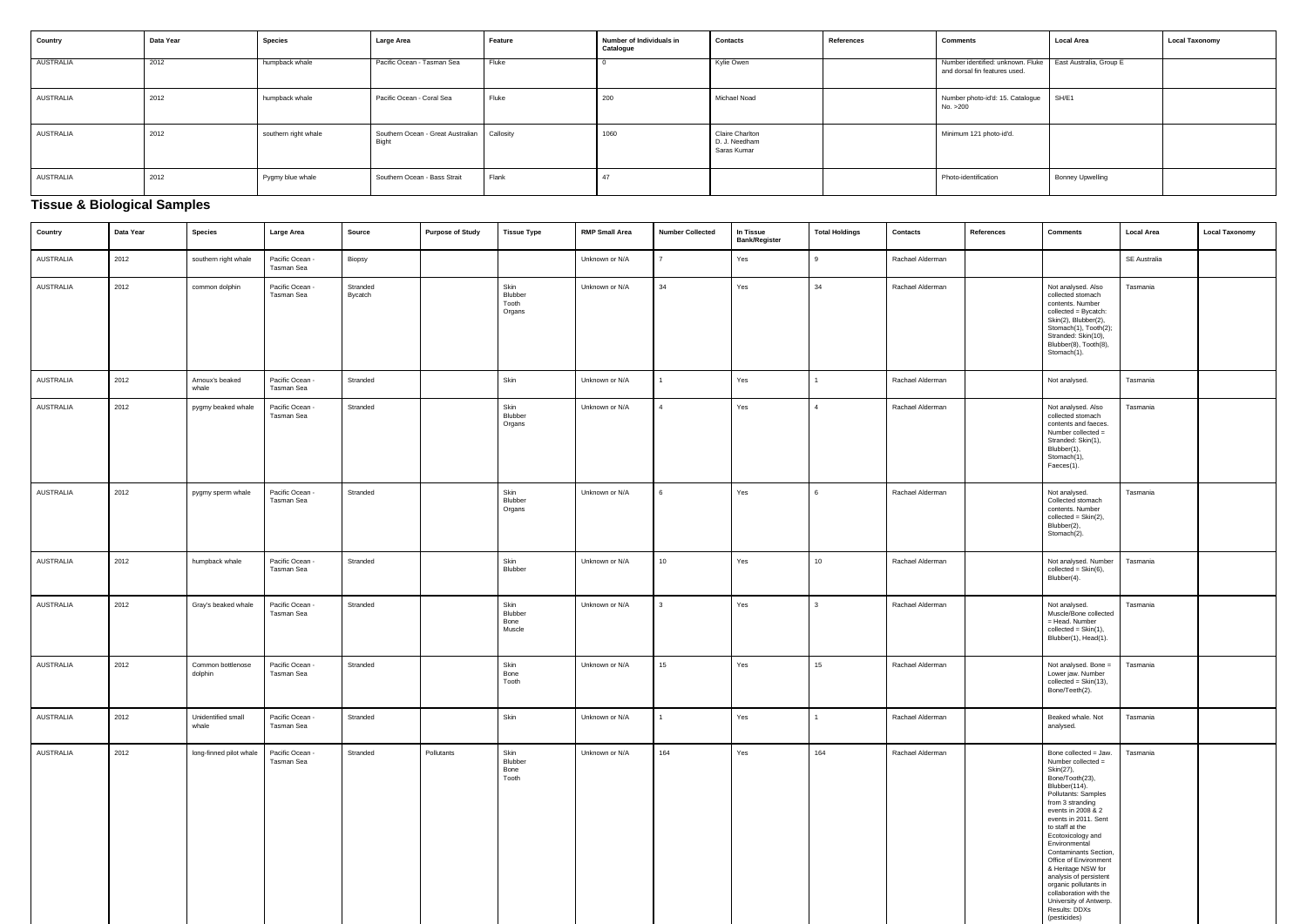| Country | Data Year | Species | Large Area | Feature | Number of Individuals in Catalogue | Contacts | References | Comments | Local Area | Local Taxonomy |
|---|---|---|---|---|---|---|---|---|---|---|
| AUSTRALIA | 2012 | humpback whale | Pacific Ocean - Tasman Sea | Fluke | 0 | Kylie Owen | | Number identified: unknown. Fluke and dorsal fin features used. | East Australia, Group E | |
| AUSTRALIA | 2012 | humpback whale | Pacific Ocean - Coral Sea | Fluke | 200 | Michael Noad | | Number photo-id'd: 15. Catalogue No. >200 | SH/E1 | |
| AUSTRALIA | 2012 | southern right whale | Southern Ocean - Great Australian Bight | Callosity | 1060 | Claire Charlton<br>D. J. Needham<br>Saras Kumar | | Minimum 121 photo-id'd. | | |
| AUSTRALIA | 2012 | Pygmy blue whale | Southern Ocean - Bass Strait | Flank | 47 | | | Photo-identification | Bonney Upwelling | |

### Tissue & Biological Samples

| Country | Data Year | Species | Large Area | Source | Purpose of Study | Tissue Type | RMP Small Area | Number Collected | In Tissue Bank/Register | Total Holdings | Contacts | References | Comments | Local Area | Local Taxonomy |
|---|---|---|---|---|---|---|---|---|---|---|---|---|---|---|---|
| AUSTRALIA | 2012 | southern right whale | Pacific Ocean - Tasman Sea | Biopsy | | | Unknown or N/A | 7 | Yes | 9 | Rachael Alderman | | | SE Australia | |
| AUSTRALIA | 2012 | common dolphin | Pacific Ocean - Tasman Sea | Stranded Bycatch | | Skin<br>Blubber<br>Tooth<br>Organs | Unknown or N/A | 34 | Yes | 34 | Rachael Alderman | | Not analysed. Also collected stomach contents. Number collected = Bycatch: Skin(2), Blubber(2), Stomach(1), Tooth(2); Stranded: Skin(10), Blubber(8), Tooth(8), Stomach(1). | Tasmania | |
| AUSTRALIA | 2012 | Arnoux's beaked whale | Pacific Ocean - Tasman Sea | Stranded | | Skin | Unknown or N/A | 1 | Yes | 1 | Rachael Alderman | | Not analysed. | Tasmania | |
| AUSTRALIA | 2012 | pygmy beaked whale | Pacific Ocean - Tasman Sea | Stranded | | Skin<br>Blubber<br>Tooth<br>Organs | Unknown or N/A | 4 | Yes | 4 | Rachael Alderman | | Not analysed. Also collected stomach contents and faeces. Number collected = Stranded: Skin(1), Blubber(1), Stomach(1), Faeces(1). | Tasmania | |
| AUSTRALIA | 2012 | pygmy sperm whale | Pacific Ocean - Tasman Sea | Stranded | | Skin<br>Blubber<br>Organs | Unknown or N/A | 6 | Yes | 6 | Rachael Alderman | | Not analysed. Collected stomach contents. Number collected = Skin(2), Blubber(2), Stomach(2). | Tasmania | |
| AUSTRALIA | 2012 | humpback whale | Pacific Ocean - Tasman Sea | Stranded | | Skin<br>Blubber | Unknown or N/A | 10 | Yes | 10 | Rachael Alderman | | Not analysed. Number collected = Skin(6), Blubber(4). | Tasmania | |
| AUSTRALIA | 2012 | Gray's beaked whale | Pacific Ocean - Tasman Sea | Stranded | | Skin<br>Blubber<br>Bone<br>Muscle | Unknown or N/A | 3 | Yes | 3 | Rachael Alderman | | Not analysed. Muscle/Bone collected = Head. Number collected = Skin(1), Blubber(1), Head(1). | Tasmania | |
| AUSTRALIA | 2012 | Common bottlenose dolphin | Pacific Ocean - Tasman Sea | Stranded | | Skin<br>Bone<br>Tooth | Unknown or N/A | 15 | Yes | 15 | Rachael Alderman | | Not analysed. Bone = Lower jaw. Number collected = Skin(13), Bone/Teeth(2). | Tasmania | |
| AUSTRALIA | 2012 | Unidentified small whale | Pacific Ocean - Tasman Sea | Stranded | | Skin | Unknown or N/A | 1 | Yes | 1 | Rachael Alderman | | Beaked whale. Not analysed. | Tasmania | |
| AUSTRALIA | 2012 | long-finned pilot whale | Pacific Ocean - Tasman Sea | Stranded | Pollutants | Skin<br>Blubber<br>Bone<br>Tooth | Unknown or N/A | 164 | Yes | 164 | Rachael Alderman | | Bone collected = Jaw. Number collected = Skin(27), Bone/Tooth(23), Blubber(114). Pollutants: Samples from 3 stranding events in 2008 & 2 events in 2011. Sent to staff at the Ecotoxicology and Environmental Contaminants Section, Office of Environment & Heritage NSW for analysis of persistent organic pollutants in collaboration with the University of Antwerp. Results: DDXs (pesticides) | Tasmania | |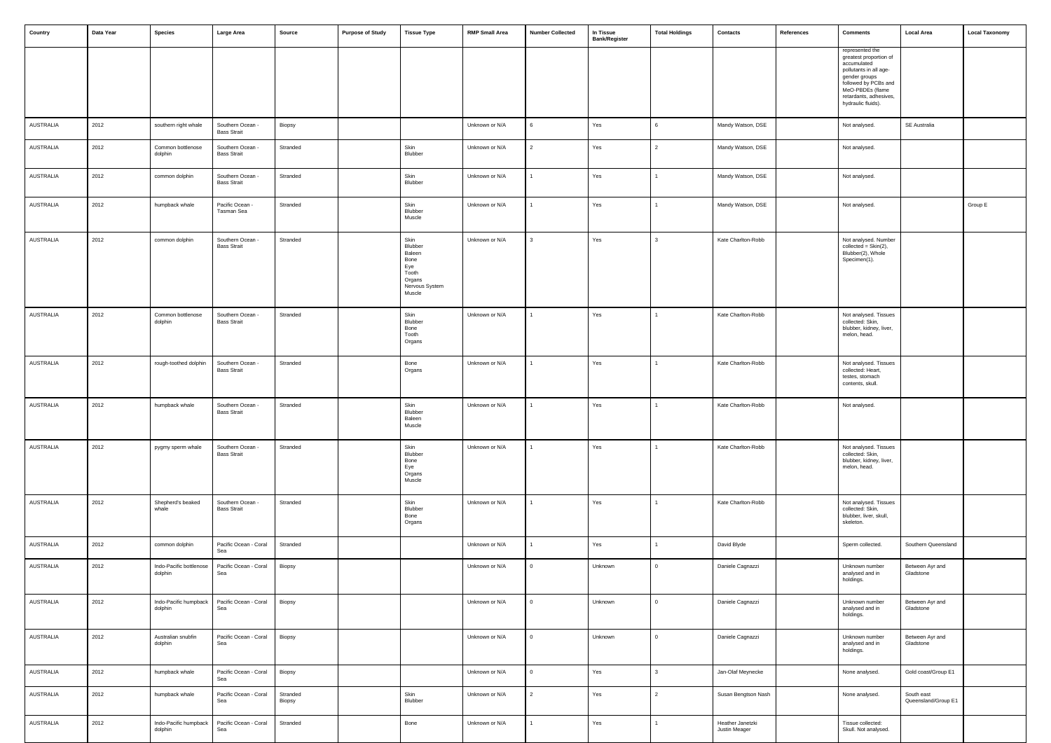| Country | Data Year | Species | Large Area | Source | Purpose of Study | Tissue Type | RMP Small Area | Number Collected | In Tissue Bank/Register | Total Holdings | Contacts | References | Comments | Local Area | Local Taxonomy |
|---|---|---|---|---|---|---|---|---|---|---|---|---|---|---|---|
| | | | | | | | | | | | | | represented the greatest proportion of accumulated pollutants in all age-gender groups followed by PCBs and MeO-PBDEs (flame retardants, adhesives, hydraulic fluids). | | |
| AUSTRALIA | 2012 | southern right whale | Southern Ocean - Bass Strait | Biopsy | | | Unknown or N/A | 6 | Yes | 6 | Mandy Watson, DSE | | Not analysed. | SE Australia | |
| AUSTRALIA | 2012 | Common bottlenose dolphin | Southern Ocean - Bass Strait | Stranded | | Skin Blubber | Unknown or N/A | 2 | Yes | 2 | Mandy Watson, DSE | | Not analysed. | | |
| AUSTRALIA | 2012 | common dolphin | Southern Ocean - Bass Strait | Stranded | | Skin Blubber | Unknown or N/A | 1 | Yes | 1 | Mandy Watson, DSE | | Not analysed. | | |
| AUSTRALIA | 2012 | humpback whale | Pacific Ocean - Tasman Sea | Stranded | | Skin Blubber Muscle | Unknown or N/A | 1 | Yes | 1 | Mandy Watson, DSE | | Not analysed. | | Group E |
| AUSTRALIA | 2012 | common dolphin | Southern Ocean - Bass Strait | Stranded | | Skin Blubber Baleen Bone Eye Tooth Organs Nervous System Muscle | Unknown or N/A | 3 | Yes | 3 | Kate Charlton-Robb | | Not analysed. Number collected = Skin(2), Blubber(2), Whole Specimen(1). | | |
| AUSTRALIA | 2012 | Common bottlenose dolphin | Southern Ocean - Bass Strait | Stranded | | Skin Blubber Bone Tooth Organs | Unknown or N/A | 1 | Yes | 1 | Kate Charlton-Robb | | Not analysed. Tissues collected: Skin, blubber, kidney, liver, melon, head. | | |
| AUSTRALIA | 2012 | rough-toothed dolphin | Southern Ocean - Bass Strait | Stranded | | Bone Organs | Unknown or N/A | 1 | Yes | 1 | Kate Charlton-Robb | | Not analysed. Tissues collected: Heart, testes, stomach contents, skull. | | |
| AUSTRALIA | 2012 | humpback whale | Southern Ocean - Bass Strait | Stranded | | Skin Blubber Baleen Muscle | Unknown or N/A | 1 | Yes | 1 | Kate Charlton-Robb | | Not analysed. | | |
| AUSTRALIA | 2012 | pygmy sperm whale | Southern Ocean - Bass Strait | Stranded | | Skin Blubber Bone Eye Organs Muscle | Unknown or N/A | 1 | Yes | 1 | Kate Charlton-Robb | | Not analysed. Tissues collected: Skin, blubber, kidney, liver, melon, head. | | |
| AUSTRALIA | 2012 | Shepherd's beaked whale | Southern Ocean - Bass Strait | Stranded | | Skin Blubber Bone Organs | Unknown or N/A | 1 | Yes | 1 | Kate Charlton-Robb | | Not analysed. Tissues collected: Skin, blubber, liver, skull, skeleton. | | |
| AUSTRALIA | 2012 | common dolphin | Pacific Ocean - Coral Sea | Stranded | | | Unknown or N/A | 1 | Yes | 1 | David Blyde | | Sperm collected. | Southern Queensland | |
| AUSTRALIA | 2012 | Indo-Pacific bottlenose dolphin | Pacific Ocean - Coral Sea | Biopsy | | | Unknown or N/A | 0 | Unknown | 0 | Daniele Cagnazzi | | Unknown number analysed and in holdings. | Between Ayr and Gladstone | |
| AUSTRALIA | 2012 | Indo-Pacific humpback dolphin | Pacific Ocean - Coral Sea | Biopsy | | | Unknown or N/A | 0 | Unknown | 0 | Daniele Cagnazzi | | Unknown number analysed and in holdings. | Between Ayr and Gladstone | |
| AUSTRALIA | 2012 | Australian snubfin dolphin | Pacific Ocean - Coral Sea | Biopsy | | | Unknown or N/A | 0 | Unknown | 0 | Daniele Cagnazzi | | Unknown number analysed and in holdings. | Between Ayr and Gladstone | |
| AUSTRALIA | 2012 | humpback whale | Pacific Ocean - Coral Sea | Biopsy | | | Unknown or N/A | 0 | Yes | 3 | Jan-Olaf Meynecke | | None analysed. | Gold coast/Group E1 | |
| AUSTRALIA | 2012 | humpback whale | Pacific Ocean - Coral Sea | Stranded Biopsy | | Skin Blubber | Unknown or N/A | 2 | Yes | 2 | Susan Bengtson Nash | | None analysed. | South east Queensland/Group E1 | |
| AUSTRALIA | 2012 | Indo-Pacific humpback dolphin | Pacific Ocean - Coral Sea | Stranded | | Bone | Unknown or N/A | 1 | Yes | 1 | Heather Janetzki Justin Meager | | Tissue collected: Skull. Not analysed. | | |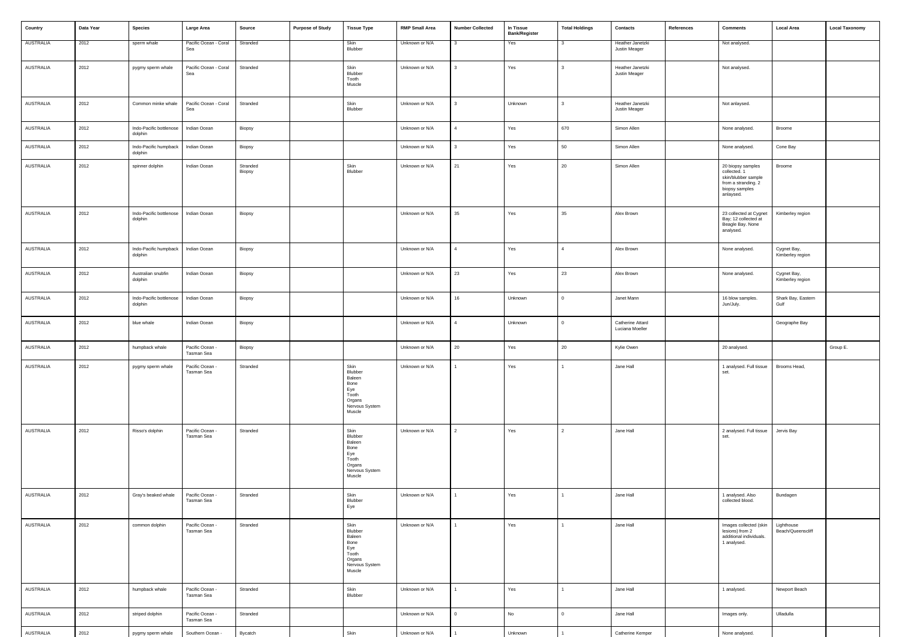| Country | Data Year | Species | Large Area | Source | Purpose of Study | Tissue Type | RMP Small Area | Number Collected | In Tissue Bank/Register | Total Holdings | Contacts | References | Comments | Local Area | Local Taxonomy |
|---|---|---|---|---|---|---|---|---|---|---|---|---|---|---|---|
| AUSTRALIA | 2012 | sperm whale | Pacific Ocean - Coral Sea | Stranded | | Skin Blubber | Unknown or N/A | 3 | Yes | 3 | Heather Janetzki Justin Meager | | Not analysed. | | |
| AUSTRALIA | 2012 | pygmy sperm whale | Pacific Ocean - Coral Sea | Stranded | | Skin Blubber Tooth Muscle | Unknown or N/A | 3 | Yes | 3 | Heather Janetzki Justin Meager | | Not analysed. | | |
| AUSTRALIA | 2012 | Common minke whale | Pacific Ocean - Coral Sea | Stranded | | Skin Blubber | Unknown or N/A | 3 | Unknown | 3 | Heather Janetzki Justin Meager | | Not anlaysed. | | |
| AUSTRALIA | 2012 | Indo-Pacific bottlenose dolphin | Indian Ocean | Biopsy | | | Unknown or N/A | 4 | Yes | 670 | Simon Allen | | None analysed. | Broome | |
| AUSTRALIA | 2012 | Indo-Pacific humpback dolphin | Indian Ocean | Biopsy | | | Unknown or N/A | 3 | Yes | 50 | Simon Allen | | None analysed. | Cone Bay | |
| AUSTRALIA | 2012 | spinner dolphin | Indian Ocean | Stranded Biopsy | | Skin Blubber | Unknown or N/A | 21 | Yes | 20 | Simon Allen | | 20 biopsy samples collected. 1 skin/blubber sample from a stranding. 2 biopsy samples anlaysed. | Broome | |
| AUSTRALIA | 2012 | Indo-Pacific bottlenose dolphin | Indian Ocean | Biopsy | | | Unknown or N/A | 35 | Yes | 35 | Alex Brown | | 23 collected at Cygnet Bay; 12 collected at Beagle Bay. None analysed. | Kimberley region | |
| AUSTRALIA | 2012 | Indo-Pacific humpback dolphin | Indian Ocean | Biopsy | | | Unknown or N/A | 4 | Yes | 4 | Alex Brown | | None analysed. | Cygnet Bay, Kimberley region | |
| AUSTRALIA | 2012 | Australian snubfin dolphin | Indian Ocean | Biopsy | | | Unknown or N/A | 23 | Yes | 23 | Alex Brown | | None analysed. | Cygnet Bay, Kimberley region | |
| AUSTRALIA | 2012 | Indo-Pacific bottlenose dolphin | Indian Ocean | Biopsy | | | Unknown or N/A | 16 | Unknown | 0 | Janet Mann | | 16 blow samples. Jun/July. | Shark Bay, Eastern Gulf | |
| AUSTRALIA | 2012 | blue whale | Indian Ocean | Biopsy | | | Unknown or N/A | 4 | Unknown | 0 | Catherine Attard Luciana Moeller | | | Geographe Bay | |
| AUSTRALIA | 2012 | humpback whale | Pacific Ocean - Tasman Sea | Biopsy | | | Unknown or N/A | 20 | Yes | 20 | Kylie Owen | | 20 analysed. | | Group E. |
| AUSTRALIA | 2012 | pygmy sperm whale | Pacific Ocean - Tasman Sea | Stranded | | Skin Blubber Baleen Bone Eye Tooth Organs Nervous System Muscle | Unknown or N/A | 1 | Yes | 1 | Jane Hall | | 1 analysed. Full tissue set. | Brooms Head, | |
| AUSTRALIA | 2012 | Risso's dolphin | Pacific Ocean - Tasman Sea | Stranded | | Skin Blubber Baleen Bone Eye Tooth Organs Nervous System Muscle | Unknown or N/A | 2 | Yes | 2 | Jane Hall | | 2 analysed. Full tissue set. | Jervis Bay | |
| AUSTRALIA | 2012 | Gray's beaked whale | Pacific Ocean - Tasman Sea | Stranded | | Skin Blubber Eye | Unknown or N/A | 1 | Yes | 1 | Jane Hall | | 1 analysed. Also collected blood. | Bundagen | |
| AUSTRALIA | 2012 | common dolphin | Pacific Ocean - Tasman Sea | Stranded | | Skin Blubber Baleen Bone Eye Tooth Organs Nervous System Muscle | Unknown or N/A | 1 | Yes | 1 | Jane Hall | | Images collected (skin lesions) from 2 additional individuals. 1 analysed. | Lighthouse Beach/Queenscliff | |
| AUSTRALIA | 2012 | humpback whale | Pacific Ocean - Tasman Sea | Stranded | | Skin Blubber | Unknown or N/A | 1 | Yes | 1 | Jane Hall | | 1 analysed. | Newport Beach | |
| AUSTRALIA | 2012 | striped dolphin | Pacific Ocean - Tasman Sea | Stranded | | | Unknown or N/A | 0 | No | 0 | Jane Hall | | Images only. | Ulladulla | |
| AUSTRALIA | 2012 | pygmy sperm whale | Southern Ocean - | Bycatch | | Skin | Unknown or N/A | 1 | Unknown | 1 | Catherine Kemper | | None analysed. | | |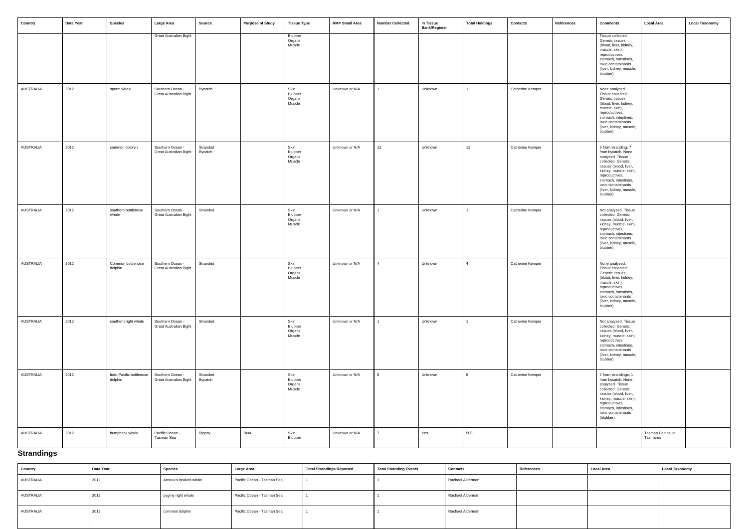| Country | Data Year | Species | Large Area | Source | Purpose of Study | Tissue Type | RMP Small Area | Number Collected | In Tissue Bank/Register | Total Holdings | Contacts | References | Comments | Local Area | Local Taxonomy |
|---|---|---|---|---|---|---|---|---|---|---|---|---|---|---|---|
| | | | Great Australian Bight | | | Blubber Organs Muscle | | | | | | | Tissue collected: Genetic tissues (blood, liver, kidney, muscle, skin), reproductives, stomach, intestines, toxic contaminants (liver, kidney, muscle, blubber). | | |
| AUSTRALIA | 2012 | sperm whale | Southern Ocean - Great Australian Bight | Bycatch | | Skin Blubber Organs Muscle | Unknown or N/A | 1 | Unknown | 1 | Catherine Kemper | | None analysed. Tissue collected: Genetic tissues (blood, liver, kidney, muscle, skin), reproductives, stomach, intestines, toxic contaminants (liver, kidney, muscle, blubber). | | |
| AUSTRALIA | 2012 | common dolphin | Southern Ocean - Great Australian Bight | Stranded Bycatch | | Skin Blubber Organs Muscle | Unknown or N/A | 12 | Unknown | 12 | Catherine Kemper | | 5 from stranding; 7 from bycatch. None analysed. Tissue collected: Genetic tissues (blood, liver, kidney, muscle, skin), reproductives, stomach, intestines, toxic contaminants (liver, kidney, muscle, blubber). | | |
| AUSTRALIA | 2012 | southern bottlenose whale | Southern Ocean - Great Australian Bight | Stranded | | Skin Blubber Organs Muscle | Unknown or N/A | 1 | Unknown | 1 | Catherine Kemper | | Not analysed. Tissue collected: Genetic tissues (blood, liver, kidney, muscle, skin), reproductives, stomach, intestines, toxic contaminants (liver, kidney, muscle, blubber). | | |
| AUSTRALIA | 2012 | Common bottlenose dolphin | Southern Ocean - Great Australian Bight | Stranded | | Skin Blubber Organs Muscle | Unknown or N/A | 4 | Unknown | 4 | Catherine Kemper | | None analysed. Tissue collected: Genetic tissues (blood, liver, kidney, muscle, skin), reproductives, stomach, intestines, toxic contaminants (liver, kidney, muscle, blubber). | | |
| AUSTRALIA | 2012 | southern right whale | Southern Ocean - Great Australian Bight | Stranded | | Skin Blubber Organs Muscle | Unknown or N/A | 1 | Unknown | 1 | Catherine Kemper | | Not analysed. Tissue collected: Genetic tissues (blood, liver, kidney, muscle, skin), reproductives, stomach, intestines, toxic contaminants (liver, kidney, muscle, blubber). | | |
| AUSTRALIA | 2012 | Indo-Pacific bottlenose dolphin | Southern Ocean - Great Australian Bight | Stranded Bycatch | | Skin Blubber Organs Muscle | Unknown or N/A | 8 | Unknown | 8 | Catherine Kemper | | 7 from strandings; 1 from bycatch. None analysed. Tissue collected: Genetic tissues (blood, liver, kidney, muscle, skin), reproductives, stomach, intestines, toxic contaminants (blubber). | | |
| AUSTRALIA | 2012 | humpback whale | Pacific Ocean - Tasman Sea | Biopsy | DNA | Skin Blubber | Unknown or N/A | 7 | Yes | 500 | | | | Tasman Peninsula, Tasmania | |

## Strandings

| Country | Data Year | Species | Large Area | Total Strandings Reported | Total Stranding Events | Contacts | References | Local Area | Local Taxonomy |
|---|---|---|---|---|---|---|---|---|---|
| AUSTRALIA | 2012 | Arnoux's beaked whale | Pacific Ocean - Tasman Sea | 1 | 1 | Rachael Alderman | | | |
| AUSTRALIA | 2012 | pygmy right whale | Pacific Ocean - Tasman Sea | 1 | 1 | Rachael Alderman | | | |
| AUSTRALIA | 2012 | common dolphin | Pacific Ocean - Tasman Sea | 1 | 1 | Rachael Alderman | | | |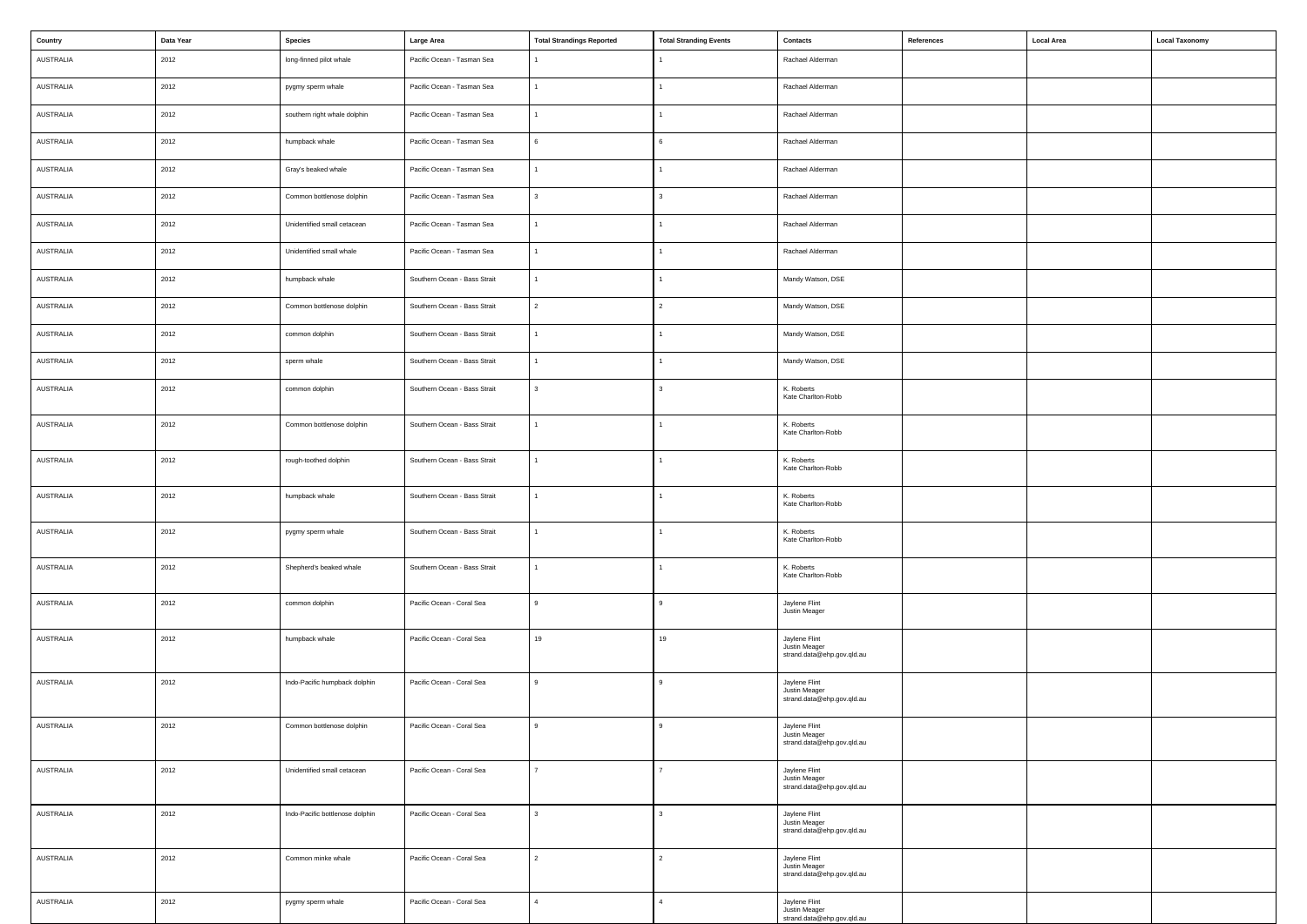| Country | Data Year | Species | Large Area | Total Strandings Reported | Total Stranding Events | Contacts | References | Local Area | Local Taxonomy |
|---|---|---|---|---|---|---|---|---|---|
| AUSTRALIA | 2012 | long-finned pilot whale | Pacific Ocean - Tasman Sea | 1 | 1 | Rachael Alderman | | | |
| AUSTRALIA | 2012 | pygmy sperm whale | Pacific Ocean - Tasman Sea | 1 | 1 | Rachael Alderman | | | |
| AUSTRALIA | 2012 | southern right whale dolphin | Pacific Ocean - Tasman Sea | 1 | 1 | Rachael Alderman | | | |
| AUSTRALIA | 2012 | humpback whale | Pacific Ocean - Tasman Sea | 6 | 6 | Rachael Alderman | | | |
| AUSTRALIA | 2012 | Gray's beaked whale | Pacific Ocean - Tasman Sea | 1 | 1 | Rachael Alderman | | | |
| AUSTRALIA | 2012 | Common bottlenose dolphin | Pacific Ocean - Tasman Sea | 3 | 3 | Rachael Alderman | | | |
| AUSTRALIA | 2012 | Unidentified small cetacean | Pacific Ocean - Tasman Sea | 1 | 1 | Rachael Alderman | | | |
| AUSTRALIA | 2012 | Unidentified small whale | Pacific Ocean - Tasman Sea | 1 | 1 | Rachael Alderman | | | |
| AUSTRALIA | 2012 | humpback whale | Southern Ocean - Bass Strait | 1 | 1 | Mandy Watson, DSE | | | |
| AUSTRALIA | 2012 | Common bottlenose dolphin | Southern Ocean - Bass Strait | 2 | 2 | Mandy Watson, DSE | | | |
| AUSTRALIA | 2012 | common dolphin | Southern Ocean - Bass Strait | 1 | 1 | Mandy Watson, DSE | | | |
| AUSTRALIA | 2012 | sperm whale | Southern Ocean - Bass Strait | 1 | 1 | Mandy Watson, DSE | | | |
| AUSTRALIA | 2012 | common dolphin | Southern Ocean - Bass Strait | 3 | 3 | K. Roberts<br>Kate Charlton-Robb | | | |
| AUSTRALIA | 2012 | Common bottlenose dolphin | Southern Ocean - Bass Strait | 1 | 1 | K. Roberts<br>Kate Charlton-Robb | | | |
| AUSTRALIA | 2012 | rough-toothed dolphin | Southern Ocean - Bass Strait | 1 | 1 | K. Roberts<br>Kate Charlton-Robb | | | |
| AUSTRALIA | 2012 | humpback whale | Southern Ocean - Bass Strait | 1 | 1 | K. Roberts<br>Kate Charlton-Robb | | | |
| AUSTRALIA | 2012 | pygmy sperm whale | Southern Ocean - Bass Strait | 1 | 1 | K. Roberts<br>Kate Charlton-Robb | | | |
| AUSTRALIA | 2012 | Shepherd's beaked whale | Southern Ocean - Bass Strait | 1 | 1 | K. Roberts<br>Kate Charlton-Robb | | | |
| AUSTRALIA | 2012 | common dolphin | Pacific Ocean - Coral Sea | 9 | 9 | Jaylene Flint<br>Justin Meager | | | |
| AUSTRALIA | 2012 | humpback whale | Pacific Ocean - Coral Sea | 19 | 19 | Jaylene Flint<br>Justin Meager<br>strand.data@ehp.gov.qld.au | | | |
| AUSTRALIA | 2012 | Indo-Pacific humpback dolphin | Pacific Ocean - Coral Sea | 9 | 9 | Jaylene Flint<br>Justin Meager<br>strand.data@ehp.gov.qld.au | | | |
| AUSTRALIA | 2012 | Common bottlenose dolphin | Pacific Ocean - Coral Sea | 9 | 9 | Jaylene Flint<br>Justin Meager<br>strand.data@ehp.gov.qld.au | | | |
| AUSTRALIA | 2012 | Unidentified small cetacean | Pacific Ocean - Coral Sea | 7 | 7 | Jaylene Flint<br>Justin Meager<br>strand.data@ehp.gov.qld.au | | | |
| AUSTRALIA | 2012 | Indo-Pacific bottlenose dolphin | Pacific Ocean - Coral Sea | 3 | 3 | Jaylene Flint<br>Justin Meager<br>strand.data@ehp.gov.qld.au | | | |
| AUSTRALIA | 2012 | Common minke whale | Pacific Ocean - Coral Sea | 2 | 2 | Jaylene Flint<br>Justin Meager<br>strand.data@ehp.gov.qld.au | | | |
| AUSTRALIA | 2012 | pygmy sperm whale | Pacific Ocean - Coral Sea | 4 | 4 | Jaylene Flint<br>Justin Meager<br>strand.data@ehp.gov.qld.au | | | |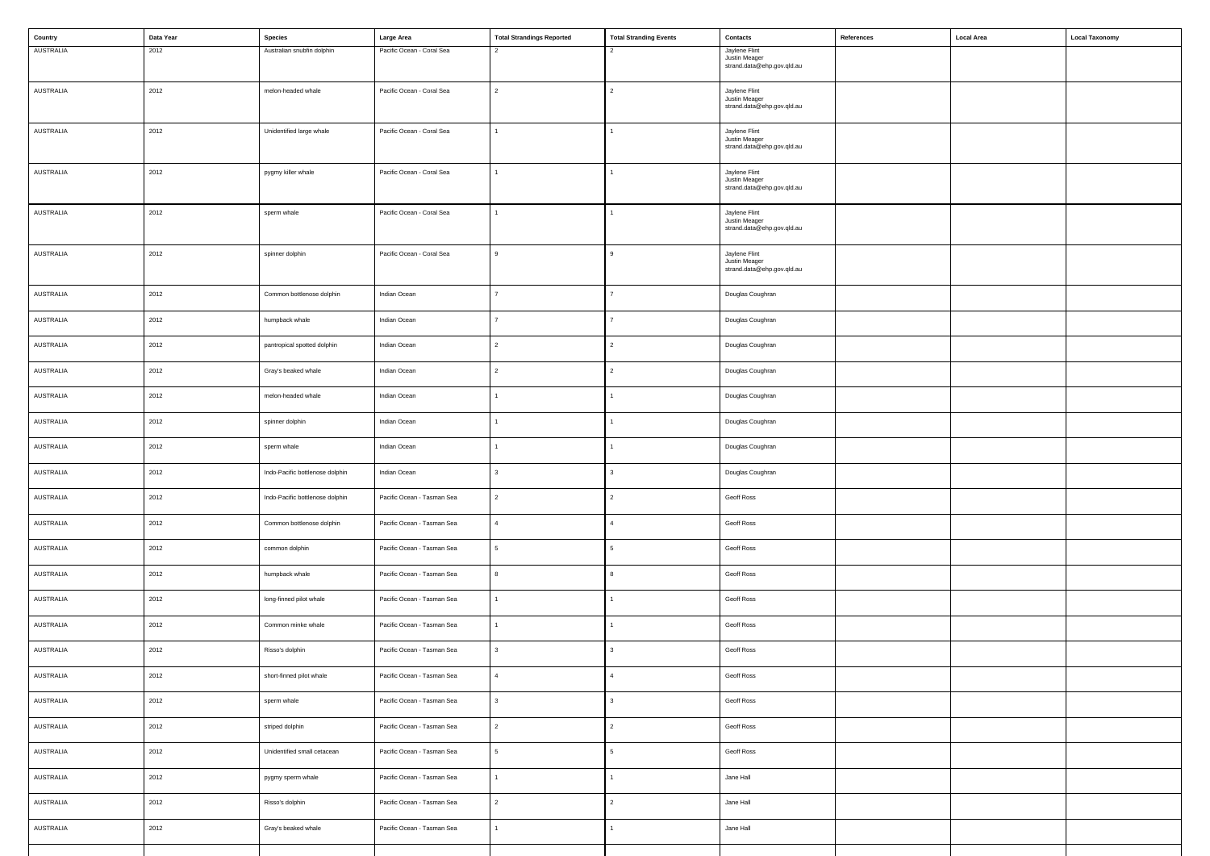| Country | Data Year | Species | Large Area | Total Strandings Reported | Total Stranding Events | Contacts | References | Local Area | Local Taxonomy |
|---|---|---|---|---|---|---|---|---|---|
| AUSTRALIA | 2012 | Australian snubfin dolphin | Pacific Ocean - Coral Sea | 2 | 2 | Jaylene Flint<br>Justin Meager<br>strand.data@ehp.gov.qld.au | | | |
| AUSTRALIA | 2012 | melon-headed whale | Pacific Ocean - Coral Sea | 2 | 2 | Jaylene Flint<br>Justin Meager<br>strand.data@ehp.gov.qld.au | | | |
| AUSTRALIA | 2012 | Unidentified large whale | Pacific Ocean - Coral Sea | 1 | 1 | Jaylene Flint<br>Justin Meager<br>strand.data@ehp.gov.qld.au | | | |
| AUSTRALIA | 2012 | pygmy killer whale | Pacific Ocean - Coral Sea | 1 | 1 | Jaylene Flint<br>Justin Meager<br>strand.data@ehp.gov.qld.au | | | |
| AUSTRALIA | 2012 | sperm whale | Pacific Ocean - Coral Sea | 1 | 1 | Jaylene Flint<br>Justin Meager<br>strand.data@ehp.gov.qld.au | | | |
| AUSTRALIA | 2012 | spinner dolphin | Pacific Ocean - Coral Sea | 9 | 9 | Jaylene Flint<br>Justin Meager<br>strand.data@ehp.gov.qld.au | | | |
| AUSTRALIA | 2012 | Common bottlenose dolphin | Indian Ocean | 7 | 7 | Douglas Coughran | | | |
| AUSTRALIA | 2012 | humpback whale | Indian Ocean | 7 | 7 | Douglas Coughran | | | |
| AUSTRALIA | 2012 | pantropical spotted dolphin | Indian Ocean | 2 | 2 | Douglas Coughran | | | |
| AUSTRALIA | 2012 | Gray's beaked whale | Indian Ocean | 2 | 2 | Douglas Coughran | | | |
| AUSTRALIA | 2012 | melon-headed whale | Indian Ocean | 1 | 1 | Douglas Coughran | | | |
| AUSTRALIA | 2012 | spinner dolphin | Indian Ocean | 1 | 1 | Douglas Coughran | | | |
| AUSTRALIA | 2012 | sperm whale | Indian Ocean | 1 | 1 | Douglas Coughran | | | |
| AUSTRALIA | 2012 | Indo-Pacific bottlenose dolphin | Indian Ocean | 3 | 3 | Douglas Coughran | | | |
| AUSTRALIA | 2012 | Indo-Pacific bottlenose dolphin | Pacific Ocean - Tasman Sea | 2 | 2 | Geoff Ross | | | |
| AUSTRALIA | 2012 | Common bottlenose dolphin | Pacific Ocean - Tasman Sea | 4 | 4 | Geoff Ross | | | |
| AUSTRALIA | 2012 | common dolphin | Pacific Ocean - Tasman Sea | 5 | 5 | Geoff Ross | | | |
| AUSTRALIA | 2012 | humpback whale | Pacific Ocean - Tasman Sea | 8 | 8 | Geoff Ross | | | |
| AUSTRALIA | 2012 | long-finned pilot whale | Pacific Ocean - Tasman Sea | 1 | 1 | Geoff Ross | | | |
| AUSTRALIA | 2012 | Common minke whale | Pacific Ocean - Tasman Sea | 1 | 1 | Geoff Ross | | | |
| AUSTRALIA | 2012 | Risso's dolphin | Pacific Ocean - Tasman Sea | 3 | 3 | Geoff Ross | | | |
| AUSTRALIA | 2012 | short-finned pilot whale | Pacific Ocean - Tasman Sea | 4 | 4 | Geoff Ross | | | |
| AUSTRALIA | 2012 | sperm whale | Pacific Ocean - Tasman Sea | 3 | 3 | Geoff Ross | | | |
| AUSTRALIA | 2012 | striped dolphin | Pacific Ocean - Tasman Sea | 2 | 2 | Geoff Ross | | | |
| AUSTRALIA | 2012 | Unidentified small cetacean | Pacific Ocean - Tasman Sea | 5 | 5 | Geoff Ross | | | |
| AUSTRALIA | 2012 | pygmy sperm whale | Pacific Ocean - Tasman Sea | 1 | 1 | Jane Hall | | | |
| AUSTRALIA | 2012 | Risso's dolphin | Pacific Ocean - Tasman Sea | 2 | 2 | Jane Hall | | | |
| AUSTRALIA | 2012 | Gray's beaked whale | Pacific Ocean - Tasman Sea | 1 | 1 | Jane Hall | | | |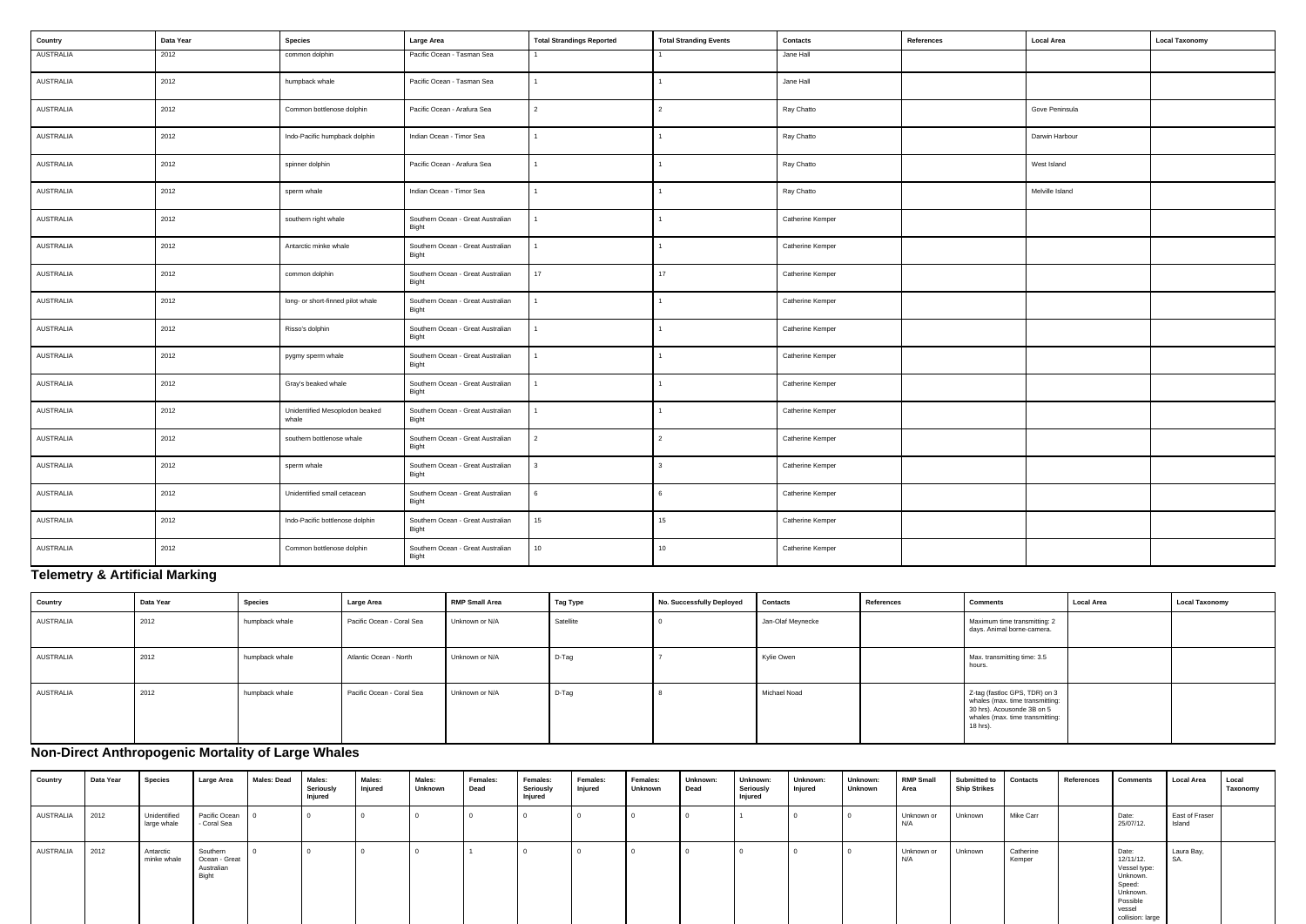| Country | Data Year | Species | Large Area | Total Strandings Reported | Total Stranding Events | Contacts | References | Local Area | Local Taxonomy |
|---|---|---|---|---|---|---|---|---|---|
| AUSTRALIA | 2012 | common dolphin | Pacific Ocean - Tasman Sea | 1 | 1 | Jane Hall | | | |
| AUSTRALIA | 2012 | humpback whale | Pacific Ocean - Tasman Sea | 1 | 1 | Jane Hall | | | |
| AUSTRALIA | 2012 | Common bottlenose dolphin | Pacific Ocean - Arafura Sea | 2 | 2 | Ray Chatto | | Gove Peninsula | |
| AUSTRALIA | 2012 | Indo-Pacific humpback dolphin | Indian Ocean - Timor Sea | 1 | 1 | Ray Chatto | | Darwin Harbour | |
| AUSTRALIA | 2012 | spinner dolphin | Pacific Ocean - Arafura Sea | 1 | 1 | Ray Chatto | | West Island | |
| AUSTRALIA | 2012 | sperm whale | Indian Ocean - Timor Sea | 1 | 1 | Ray Chatto | | Melville Island | |
| AUSTRALIA | 2012 | southern right whale | Southern Ocean - Great Australian Bight | 1 | 1 | Catherine Kemper | | | |
| AUSTRALIA | 2012 | Antarctic minke whale | Southern Ocean - Great Australian Bight | 1 | 1 | Catherine Kemper | | | |
| AUSTRALIA | 2012 | common dolphin | Southern Ocean - Great Australian Bight | 17 | 17 | Catherine Kemper | | | |
| AUSTRALIA | 2012 | long- or short-finned pilot whale | Southern Ocean - Great Australian Bight | 1 | 1 | Catherine Kemper | | | |
| AUSTRALIA | 2012 | Risso's dolphin | Southern Ocean - Great Australian Bight | 1 | 1 | Catherine Kemper | | | |
| AUSTRALIA | 2012 | pygmy sperm whale | Southern Ocean - Great Australian Bight | 1 | 1 | Catherine Kemper | | | |
| AUSTRALIA | 2012 | Gray's beaked whale | Southern Ocean - Great Australian Bight | 1 | 1 | Catherine Kemper | | | |
| AUSTRALIA | 2012 | Unidentified Mesoplodon beaked whale | Southern Ocean - Great Australian Bight | 1 | 1 | Catherine Kemper | | | |
| AUSTRALIA | 2012 | southern bottlenose whale | Southern Ocean - Great Australian Bight | 2 | 2 | Catherine Kemper | | | |
| AUSTRALIA | 2012 | sperm whale | Southern Ocean - Great Australian Bight | 3 | 3 | Catherine Kemper | | | |
| AUSTRALIA | 2012 | Unidentified small cetacean | Southern Ocean - Great Australian Bight | 6 | 6 | Catherine Kemper | | | |
| AUSTRALIA | 2012 | Indo-Pacific bottlenose dolphin | Southern Ocean - Great Australian Bight | 15 | 15 | Catherine Kemper | | | |
| AUSTRALIA | 2012 | Common bottlenose dolphin | Southern Ocean - Great Australian Bight | 10 | 10 | Catherine Kemper | | | |

### Telemetry & Artificial Marking

| Country | Data Year | Species | Large Area | RMP Small Area | Tag Type | No. Successfully Deployed | Contacts | References | Comments | Local Area | Local Taxonomy |
|---|---|---|---|---|---|---|---|---|---|---|---|
| AUSTRALIA | 2012 | humpback whale | Pacific Ocean - Coral Sea | Unknown or N/A | Satellite | 0 | Jan-Olaf Meynecke | | Maximum time transmitting: 2 days. Animal borne-camera. | | |
| AUSTRALIA | 2012 | humpback whale | Atlantic Ocean - North | Unknown or N/A | D-Tag | 7 | Kylie Owen | | Max. transmitting time: 3.5 hours. | | |
| AUSTRALIA | 2012 | humpback whale | Pacific Ocean - Coral Sea | Unknown or N/A | D-Tag | 8 | Michael Noad | | Z-tag (fastloc GPS, TDR) on 3 whales (max. time transmitting: 30 hrs). Acousonde 3B on 5 whales (max. time transmitting: 18 hrs). | | |

### Non-Direct Anthropogenic Mortality of Large Whales

| Country | Data Year | Species | Large Area | Males: Dead | Males: Seriously Injured | Males: Injured | Males: Unknown | Females: Dead | Females: Seriously Injured | Females: Injured | Females: Unknown | Unknown: Dead | Unknown: Seriously Injured | Unknown: Injured | Unknown: Unknown | RMP Small Area | Submitted to Ship Strikes | Contacts | References | Comments | Local Area | Local Taxonomy |
|---|---|---|---|---|---|---|---|---|---|---|---|---|---|---|---|---|---|---|---|---|---|---|
| AUSTRALIA | 2012 | Unidentified large whale | Pacific Ocean - Coral Sea | 0 | 0 | 0 | 0 | 0 | 0 | 0 | 0 | 0 | 1 | 0 | 0 | Unknown or N/A | Unknown | Mike Carr | | Date: 25/07/12. | East of Fraser Island | |
| AUSTRALIA | 2012 | Antarctic minke whale | Southern Ocean - Great Australian Bight | 0 | 0 | 0 | 0 | 1 | 0 | 0 | 0 | 0 | 0 | 0 | 0 | Unknown or N/A | Unknown | Catherine Kemper | | Date: 12/11/12. Vessel type: Unknown. Speed: Unknown. Possible vessel collision: large | Laura Bay, SA. | |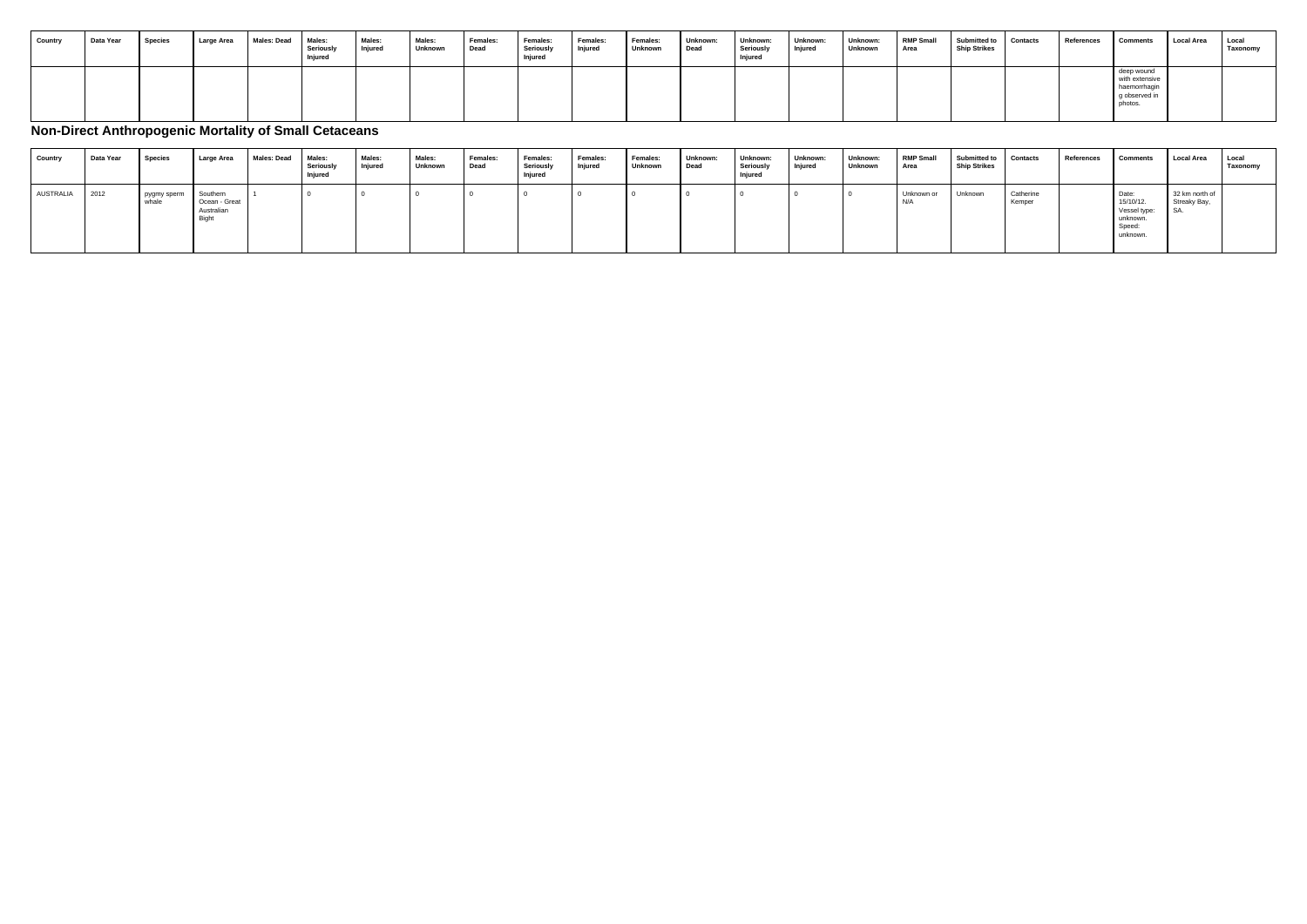| Country | Data Year | Species | Large Area | Males: Dead | Males: Seriously Injured | Males: Injured | Males: Unknown | Females: Dead | Females: Seriously Injured | Females: Injured | Females: Unknown | Unknown: Dead | Unknown: Seriously Injured | Unknown: Injured | Unknown: Unknown | RMP Small Area | Submitted to Ship Strikes | Contacts | References | Comments | Local Area | Local Taxonomy |
|---|---|---|---|---|---|---|---|---|---|---|---|---|---|---|---|---|---|---|---|---|---|---|
| | | | | | | | | | | | | | | | | | | | | deep wound with extensive haemorrhaging observed in photos. | | |

## Non-Direct Anthropogenic Mortality of Small Cetaceans

| Country | Data Year | Species | Large Area | Males: Dead | Males: Seriously Injured | Males: Injured | Males: Unknown | Females: Dead | Females: Seriously Injured | Females: Injured | Females: Unknown | Unknown: Dead | Unknown: Seriously Injured | Unknown: Injured | Unknown: Unknown | RMP Small Area | Submitted to Ship Strikes | Contacts | References | Comments | Local Area | Local Taxonomy |
|---|---|---|---|---|---|---|---|---|---|---|---|---|---|---|---|---|---|---|---|---|---|---|
| AUSTRALIA | 2012 | pygmy sperm whale | Southern Ocean - Great Australian Bight | 1 | 0 | 0 | 0 | 0 | 0 | 0 | 0 | 0 | 0 | 0 | 0 | Unknown or N/A | Unknown | Catherine Kemper | | Date: 15/10/12. Vessel type: unknown. Speed: unknown. | 32 km north of Streaky Bay, SA. | |